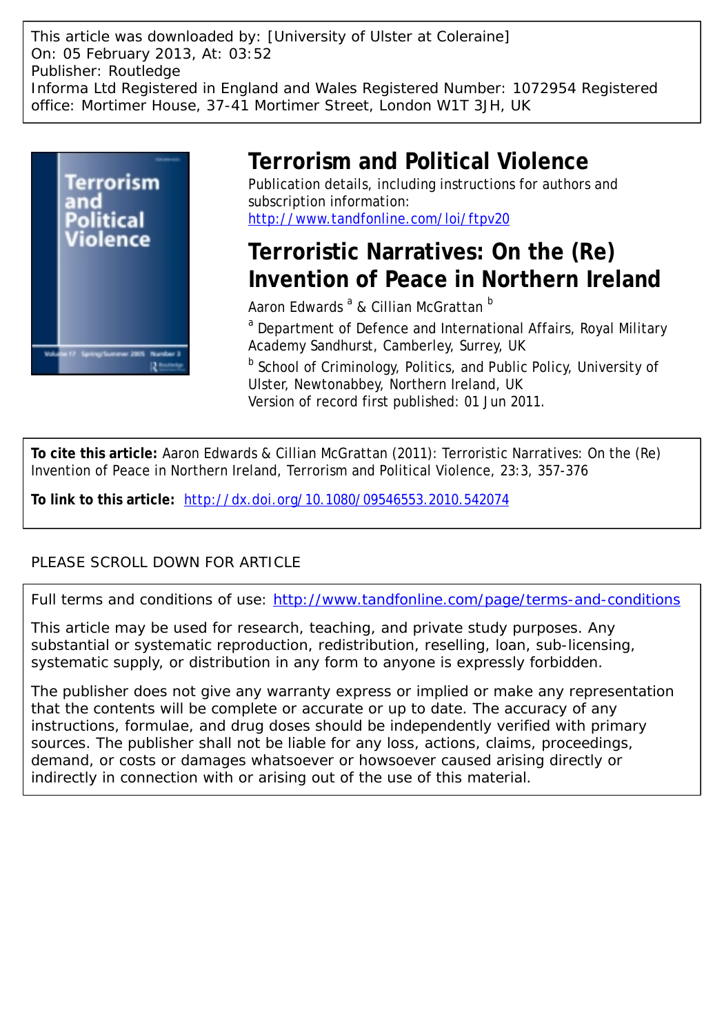This article was downloaded by: [University of Ulster at Coleraine]
On: 05 February 2013, At: 03:52
Publisher: Routledge
Informa Ltd Registered in England and Wales Registered Number: 1072954 Registered office: Mortimer House, 37-41 Mortimer Street, London W1T 3JH, UK

# Terrorism and Political Violence

Publication details, including instructions for authors and subscription information:
http://www.tandfonline.com/loi/ftpv20

## Terroristic Narratives: On the (Re) Invention of Peace in Northern Ireland

Aaron Edwards [a] & Cillian McGrattan [b]

[a] Department of Defence and International Affairs, Royal Military Academy Sandhurst, Camberley, Surrey, UK

[b] School of Criminology, Politics, and Public Policy, University of Ulster, Newtonabbey, Northern Ireland, UK

Version of record first published: 01 Jun 2011.

**To cite this article:** Aaron Edwards & Cillian McGrattan (2011): Terroristic Narratives: On the (Re) Invention of Peace in Northern Ireland, Terrorism and Political Violence, 23:3, 357-376

**To link to this article:** http://dx.doi.org/10.1080/09546553.2010.542074

PLEASE SCROLL DOWN FOR ARTICLE

Full terms and conditions of use: http://www.tandfonline.com/page/terms-and-conditions

This article may be used for research, teaching, and private study purposes. Any substantial or systematic reproduction, redistribution, reselling, loan, sub-licensing, systematic supply, or distribution in any form to anyone is expressly forbidden.

The publisher does not give any warranty express or implied or make any representation that the contents will be complete or accurate or up to date. The accuracy of any instructions, formulae, and drug doses should be independently verified with primary sources. The publisher shall not be liable for any loss, actions, claims, proceedings, demand, or costs or damages whatsoever or howsoever caused arising directly or indirectly in connection with or arising out of the use of this material.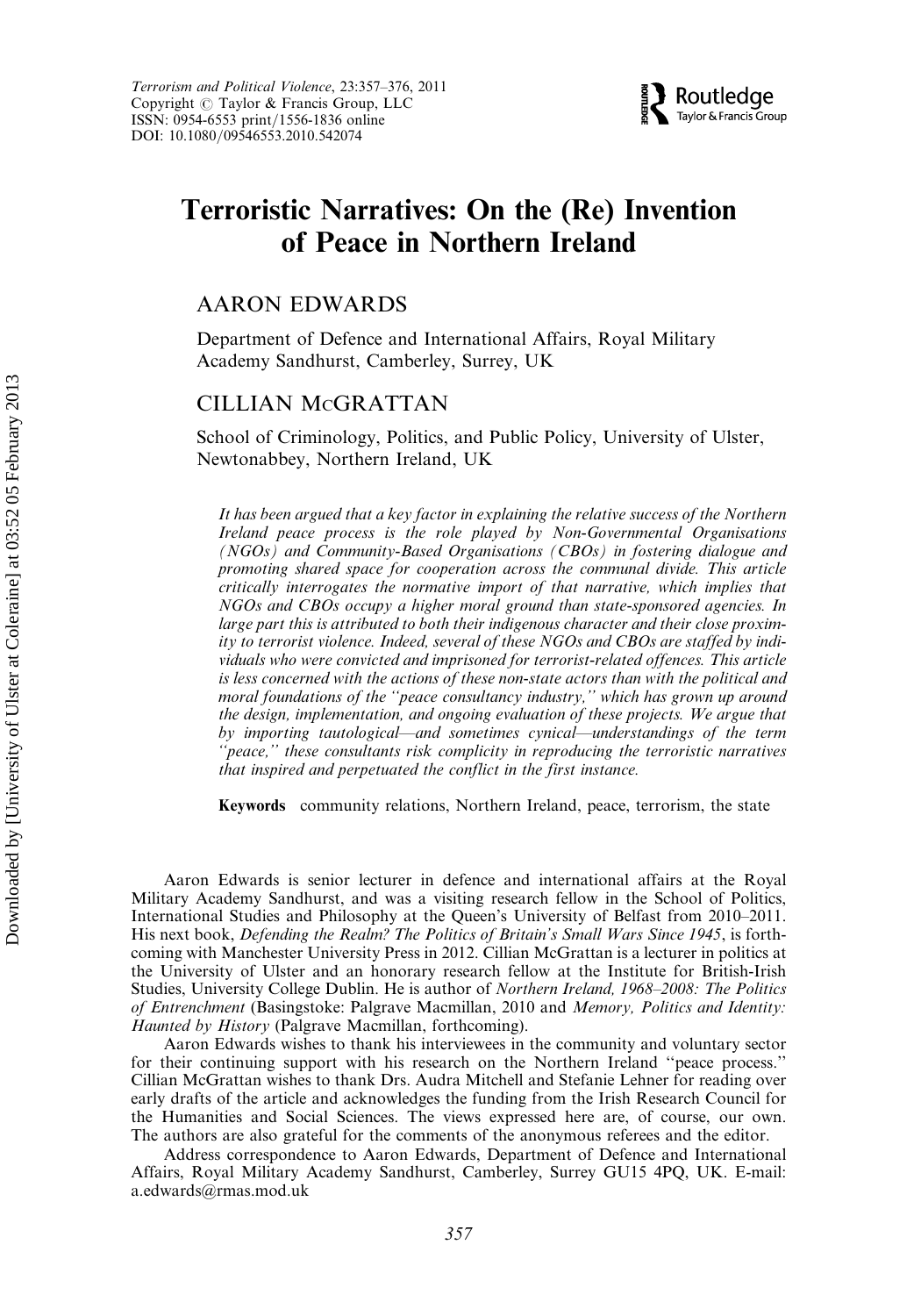# Terroristic Narratives: On the (Re) Invention of Peace in Northern Ireland

## AARON EDWARDS

Department of Defence and International Affairs, Royal Military Academy Sandhurst, Camberley, Surrey, UK

## CILLIAN McGRATTAN

School of Criminology, Politics, and Public Policy, University of Ulster, Newtonabbey, Northern Ireland, UK

*It has been argued that a key factor in explaining the relative success of the Northern Ireland peace process is the role played by Non-Governmental Organisations (NGOs) and Community-Based Organisations (CBOs) in fostering dialogue and promoting shared space for cooperation across the communal divide. This article critically interrogates the normative import of that narrative, which implies that NGOs and CBOs occupy a higher moral ground than state-sponsored agencies. In large part this is attributed to both their indigenous character and their close proximity to terrorist violence. Indeed, several of these NGOs and CBOs are staffed by individuals who were convicted and imprisoned for terrorist-related offences. This article is less concerned with the actions of these non-state actors than with the political and moral foundations of the "peace consultancy industry," which has grown up around the design, implementation, and ongoing evaluation of these projects. We argue that by importing tautological—and sometimes cynical—understandings of the term "peace," these consultants risk complicity in reproducing the terroristic narratives that inspired and perpetuated the conflict in the first instance.*

**Keywords** community relations, Northern Ireland, peace, terrorism, the state

Aaron Edwards is senior lecturer in defence and international affairs at the Royal Military Academy Sandhurst, and was a visiting research fellow in the School of Politics, International Studies and Philosophy at the Queen's University of Belfast from 2010–2011. His next book, *Defending the Realm? The Politics of Britain's Small Wars Since 1945*, is forthcoming with Manchester University Press in 2012. Cillian McGrattan is a lecturer in politics at the University of Ulster and an honorary research fellow at the Institute for British-Irish Studies, University College Dublin. He is author of *Northern Ireland, 1968–2008: The Politics of Entrenchment* (Basingstoke: Palgrave Macmillan, 2010 and *Memory, Politics and Identity: Haunted by History* (Palgrave Macmillan, forthcoming).

Aaron Edwards wishes to thank his interviewees in the community and voluntary sector for their continuing support with his research on the Northern Ireland "peace process." Cillian McGrattan wishes to thank Drs. Audra Mitchell and Stefanie Lehner for reading over early drafts of the article and acknowledges the funding from the Irish Research Council for the Humanities and Social Sciences. The views expressed here are, of course, our own. The authors are also grateful for the comments of the anonymous referees and the editor.

Address correspondence to Aaron Edwards, Department of Defence and International Affairs, Royal Military Academy Sandhurst, Camberley, Surrey GU15 4PQ, UK. E-mail: a.edwards@rmas.mod.uk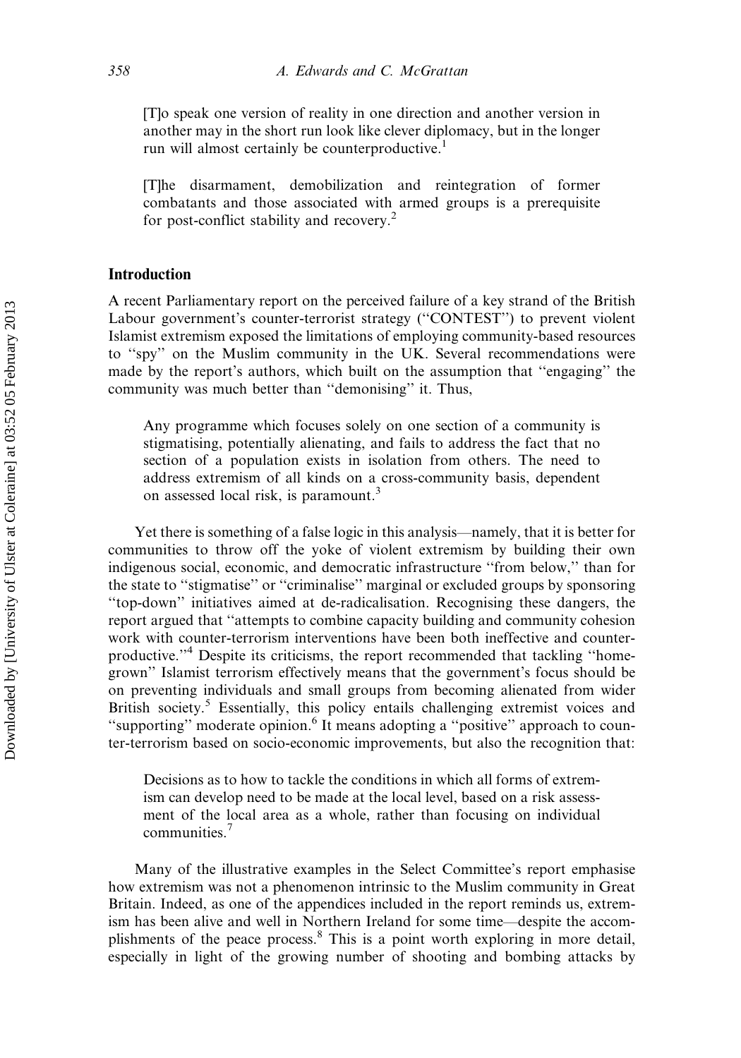> [T]o speak one version of reality in one direction and another version in another may in the short run look like clever diplomacy, but in the longer run will almost certainly be counterproductive.[1]

> [T]he disarmament, demobilization and reintegration of former combatants and those associated with armed groups is a prerequisite for post-conflict stability and recovery.[2]

## Introduction

A recent Parliamentary report on the perceived failure of a key strand of the British Labour government's counter-terrorist strategy ("CONTEST") to prevent violent Islamist extremism exposed the limitations of employing community-based resources to "spy" on the Muslim community in the UK. Several recommendations were made by the report's authors, which built on the assumption that "engaging" the community was much better than "demonising" it. Thus,

> Any programme which focuses solely on one section of a community is stigmatising, potentially alienating, and fails to address the fact that no section of a population exists in isolation from others. The need to address extremism of all kinds on a cross-community basis, dependent on assessed local risk, is paramount.[3]

Yet there is something of a false logic in this analysis—namely, that it is better for communities to throw off the yoke of violent extremism by building their own indigenous social, economic, and democratic infrastructure "from below," than for the state to "stigmatise" or "criminalise" marginal or excluded groups by sponsoring "top-down" initiatives aimed at de-radicalisation. Recognising these dangers, the report argued that "attempts to combine capacity building and community cohesion work with counter-terrorism interventions have been both ineffective and counter-productive."[4] Despite its criticisms, the report recommended that tackling "home-grown" Islamist terrorism effectively means that the government's focus should be on preventing individuals and small groups from becoming alienated from wider British society.[5] Essentially, this policy entails challenging extremist voices and "supporting" moderate opinion.[6] It means adopting a "positive" approach to counter-terrorism based on socio-economic improvements, but also the recognition that:

> Decisions as to how to tackle the conditions in which all forms of extremism can develop need to be made at the local level, based on a risk assessment of the local area as a whole, rather than focusing on individual communities.[7]

Many of the illustrative examples in the Select Committee's report emphasise how extremism was not a phenomenon intrinsic to the Muslim community in Great Britain. Indeed, as one of the appendices included in the report reminds us, extremism has been alive and well in Northern Ireland for some time—despite the accomplishments of the peace process.[8] This is a point worth exploring in more detail, especially in light of the growing number of shooting and bombing attacks by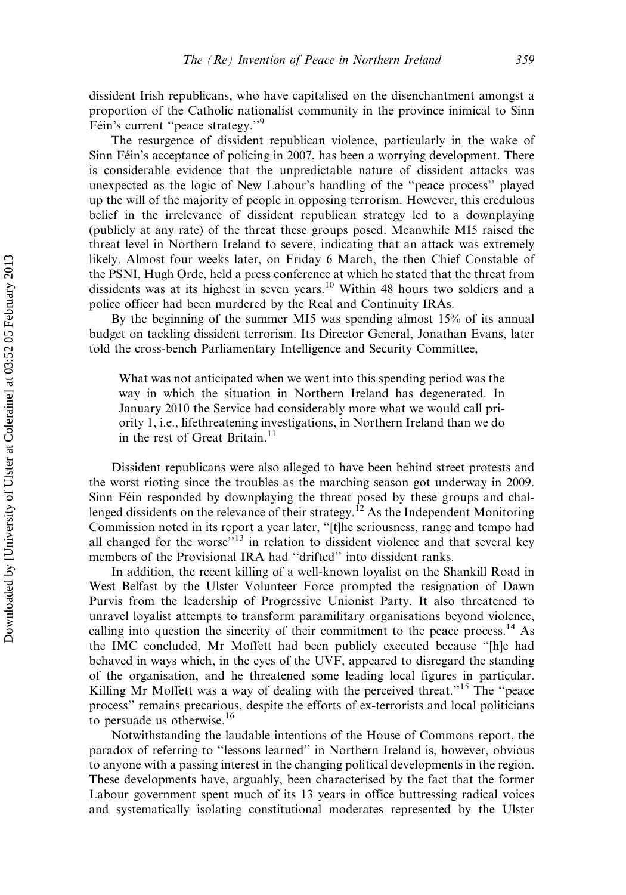dissident Irish republicans, who have capitalised on the disenchantment amongst a proportion of the Catholic nationalist community in the province inimical to Sinn Féin's current "peace strategy."[9]

The resurgence of dissident republican violence, particularly in the wake of Sinn Féin's acceptance of policing in 2007, has been a worrying development. There is considerable evidence that the unpredictable nature of dissident attacks was unexpected as the logic of New Labour's handling of the "peace process" played up the will of the majority of people in opposing terrorism. However, this credulous belief in the irrelevance of dissident republican strategy led to a downplaying (publicly at any rate) of the threat these groups posed. Meanwhile MI5 raised the threat level in Northern Ireland to severe, indicating that an attack was extremely likely. Almost four weeks later, on Friday 6 March, the then Chief Constable of the PSNI, Hugh Orde, held a press conference at which he stated that the threat from dissidents was at its highest in seven years.[10] Within 48 hours two soldiers and a police officer had been murdered by the Real and Continuity IRAs.

By the beginning of the summer MI5 was spending almost 15% of its annual budget on tackling dissident terrorism. Its Director General, Jonathan Evans, later told the cross-bench Parliamentary Intelligence and Security Committee,

> What was not anticipated when we went into this spending period was the way in which the situation in Northern Ireland has degenerated. In January 2010 the Service had considerably more what we would call priority 1, i.e., lifethreatening investigations, in Northern Ireland than we do in the rest of Great Britain.[11]

Dissident republicans were also alleged to have been behind street protests and the worst rioting since the troubles as the marching season got underway in 2009. Sinn Féin responded by downplaying the threat posed by these groups and challenged dissidents on the relevance of their strategy.[12] As the Independent Monitoring Commission noted in its report a year later, "[t]he seriousness, range and tempo had all changed for the worse"[13] in relation to dissident violence and that several key members of the Provisional IRA had "drifted" into dissident ranks.

In addition, the recent killing of a well-known loyalist on the Shankill Road in West Belfast by the Ulster Volunteer Force prompted the resignation of Dawn Purvis from the leadership of Progressive Unionist Party. It also threatened to unravel loyalist attempts to transform paramilitary organisations beyond violence, calling into question the sincerity of their commitment to the peace process.[14] As the IMC concluded, Mr Moffett had been publicly executed because "[h]e had behaved in ways which, in the eyes of the UVF, appeared to disregard the standing of the organisation, and he threatened some leading local figures in particular. Killing Mr Moffett was a way of dealing with the perceived threat."[15] The "peace process" remains precarious, despite the efforts of ex-terrorists and local politicians to persuade us otherwise.[16]

Notwithstanding the laudable intentions of the House of Commons report, the paradox of referring to "lessons learned" in Northern Ireland is, however, obvious to anyone with a passing interest in the changing political developments in the region. These developments have, arguably, been characterised by the fact that the former Labour government spent much of its 13 years in office buttressing radical voices and systematically isolating constitutional moderates represented by the Ulster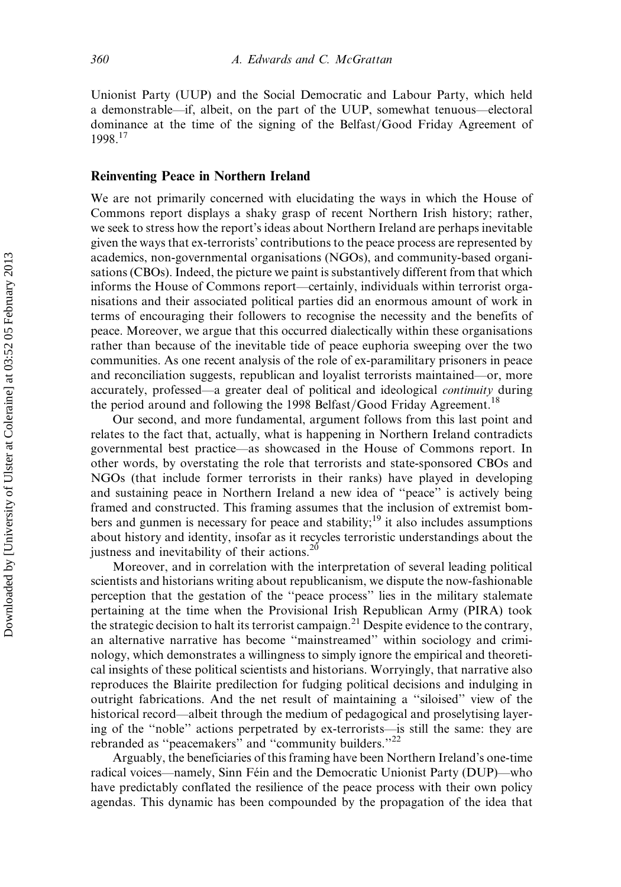Unionist Party (UUP) and the Social Democratic and Labour Party, which held a demonstrable—if, albeit, on the part of the UUP, somewhat tenuous—electoral dominance at the time of the signing of the Belfast/Good Friday Agreement of 1998.[17]

## Reinventing Peace in Northern Ireland

We are not primarily concerned with elucidating the ways in which the House of Commons report displays a shaky grasp of recent Northern Irish history; rather, we seek to stress how the report's ideas about Northern Ireland are perhaps inevitable given the ways that ex-terrorists' contributions to the peace process are represented by academics, non-governmental organisations (NGOs), and community-based organisations (CBOs). Indeed, the picture we paint is substantively different from that which informs the House of Commons report—certainly, individuals within terrorist organisations and their associated political parties did an enormous amount of work in terms of encouraging their followers to recognise the necessity and the benefits of peace. Moreover, we argue that this occurred dialectically within these organisations rather than because of the inevitable tide of peace euphoria sweeping over the two communities. As one recent analysis of the role of ex-paramilitary prisoners in peace and reconciliation suggests, republican and loyalist terrorists maintained—or, more accurately, professed—a greater deal of political and ideological *continuity* during the period around and following the 1998 Belfast/Good Friday Agreement.[18]

Our second, and more fundamental, argument follows from this last point and relates to the fact that, actually, what is happening in Northern Ireland contradicts governmental best practice—as showcased in the House of Commons report. In other words, by overstating the role that terrorists and state-sponsored CBOs and NGOs (that include former terrorists in their ranks) have played in developing and sustaining peace in Northern Ireland a new idea of "peace" is actively being framed and constructed. This framing assumes that the inclusion of extremist bombers and gunmen is necessary for peace and stability;[19] it also includes assumptions about history and identity, insofar as it recycles terroristic understandings about the justness and inevitability of their actions.[20]

Moreover, and in correlation with the interpretation of several leading political scientists and historians writing about republicanism, we dispute the now-fashionable perception that the gestation of the "peace process" lies in the military stalemate pertaining at the time when the Provisional Irish Republican Army (PIRA) took the strategic decision to halt its terrorist campaign.[21] Despite evidence to the contrary, an alternative narrative has become "mainstreamed" within sociology and criminology, which demonstrates a willingness to simply ignore the empirical and theoretical insights of these political scientists and historians. Worryingly, that narrative also reproduces the Blairite predilection for fudging political decisions and indulging in outright fabrications. And the net result of maintaining a "siloised" view of the historical record—albeit through the medium of pedagogical and proselytising layering of the "noble" actions perpetrated by ex-terrorists—is still the same: they are rebranded as "peacemakers" and "community builders."[22]

Arguably, the beneficiaries of this framing have been Northern Ireland's one-time radical voices—namely, Sinn Féin and the Democratic Unionist Party (DUP)—who have predictably conflated the resilience of the peace process with their own policy agendas. This dynamic has been compounded by the propagation of the idea that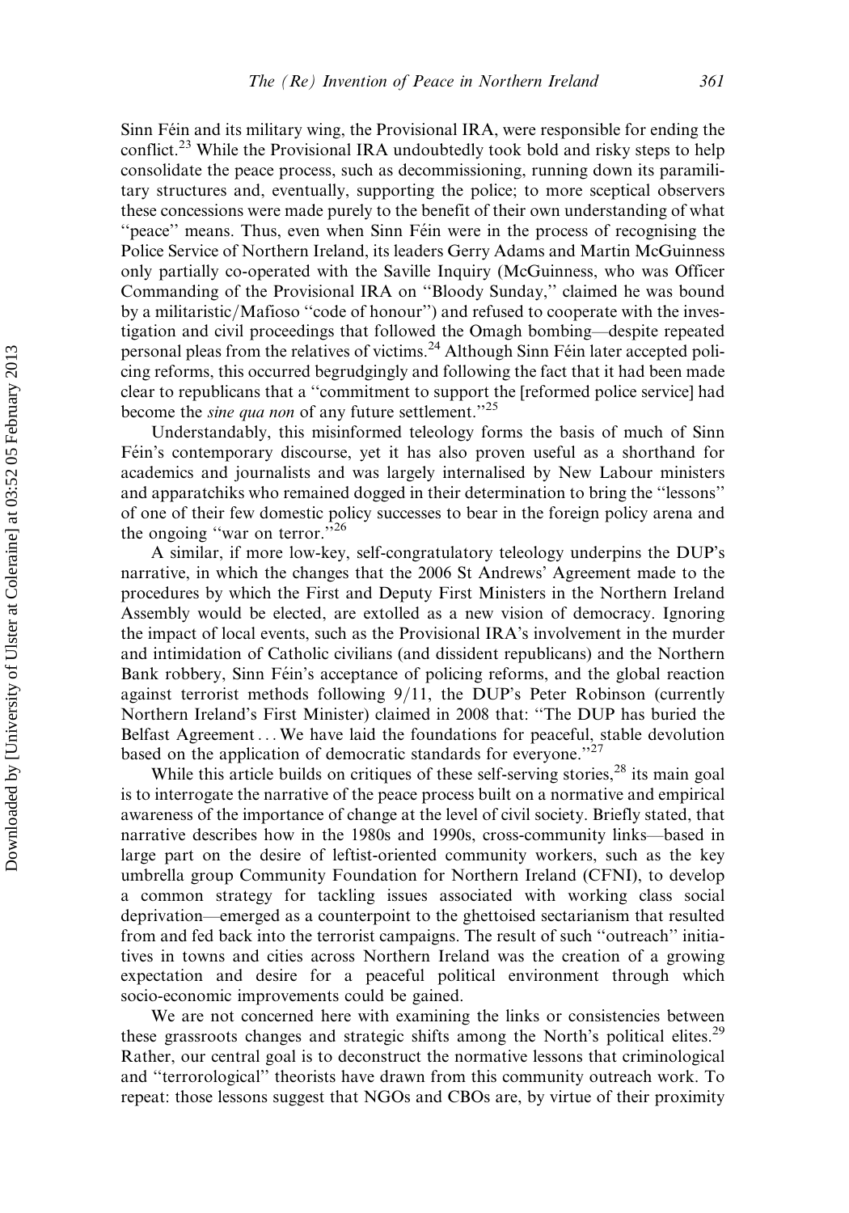Sinn Féin and its military wing, the Provisional IRA, were responsible for ending the conflict.[23] While the Provisional IRA undoubtedly took bold and risky steps to help consolidate the peace process, such as decommissioning, running down its paramilitary structures and, eventually, supporting the police; to more sceptical observers these concessions were made purely to the benefit of their own understanding of what ''peace'' means. Thus, even when Sinn Féin were in the process of recognising the Police Service of Northern Ireland, its leaders Gerry Adams and Martin McGuinness only partially co-operated with the Saville Inquiry (McGuinness, who was Officer Commanding of the Provisional IRA on ''Bloody Sunday,'' claimed he was bound by a militaristic/Mafioso ''code of honour'') and refused to cooperate with the investigation and civil proceedings that followed the Omagh bombing—despite repeated personal pleas from the relatives of victims.[24] Although Sinn Féin later accepted policing reforms, this occurred begrudgingly and following the fact that it had been made clear to republicans that a ''commitment to support the [reformed police service] had become the *sine qua non* of any future settlement.''[25]

Understandably, this misinformed teleology forms the basis of much of Sinn Féin's contemporary discourse, yet it has also proven useful as a shorthand for academics and journalists and was largely internalised by New Labour ministers and apparatchiks who remained dogged in their determination to bring the ''lessons'' of one of their few domestic policy successes to bear in the foreign policy arena and the ongoing ''war on terror.''[26]

A similar, if more low-key, self-congratulatory teleology underpins the DUP's narrative, in which the changes that the 2006 St Andrews' Agreement made to the procedures by which the First and Deputy First Ministers in the Northern Ireland Assembly would be elected, are extolled as a new vision of democracy. Ignoring the impact of local events, such as the Provisional IRA's involvement in the murder and intimidation of Catholic civilians (and dissident republicans) and the Northern Bank robbery, Sinn Féin's acceptance of policing reforms, and the global reaction against terrorist methods following 9/11, the DUP's Peter Robinson (currently Northern Ireland's First Minister) claimed in 2008 that: ''The DUP has buried the Belfast Agreement ... We have laid the foundations for peaceful, stable devolution based on the application of democratic standards for everyone.''[27]

While this article builds on critiques of these self-serving stories,[28] its main goal is to interrogate the narrative of the peace process built on a normative and empirical awareness of the importance of change at the level of civil society. Briefly stated, that narrative describes how in the 1980s and 1990s, cross-community links—based in large part on the desire of leftist-oriented community workers, such as the key umbrella group Community Foundation for Northern Ireland (CFNI), to develop a common strategy for tackling issues associated with working class social deprivation—emerged as a counterpoint to the ghettoised sectarianism that resulted from and fed back into the terrorist campaigns. The result of such ''outreach'' initiatives in towns and cities across Northern Ireland was the creation of a growing expectation and desire for a peaceful political environment through which socio-economic improvements could be gained.

We are not concerned here with examining the links or consistencies between these grassroots changes and strategic shifts among the North's political elites.[29] Rather, our central goal is to deconstruct the normative lessons that criminological and ''terrorological'' theorists have drawn from this community outreach work. To repeat: those lessons suggest that NGOs and CBOs are, by virtue of their proximity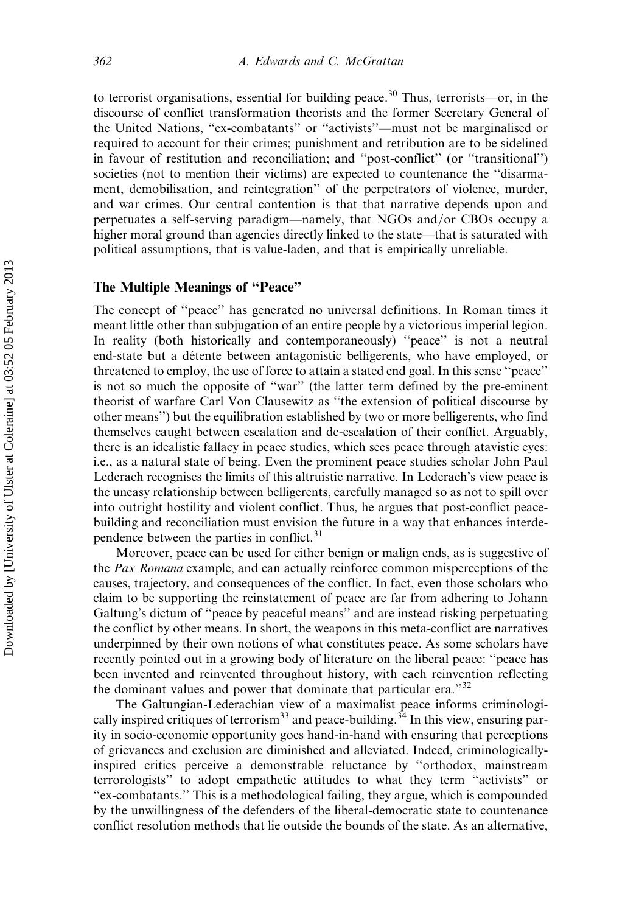to terrorist organisations, essential for building peace.[30] Thus, terrorists—or, in the discourse of conflict transformation theorists and the former Secretary General of the United Nations, ''ex-combatants'' or ''activists''—must not be marginalised or required to account for their crimes; punishment and retribution are to be sidelined in favour of restitution and reconciliation; and ''post-conflict'' (or ''transitional'') societies (not to mention their victims) are expected to countenance the ''disarmament, demobilisation, and reintegration'' of the perpetrators of violence, murder, and war crimes. Our central contention is that that narrative depends upon and perpetuates a self-serving paradigm—namely, that NGOs and/or CBOs occupy a higher moral ground than agencies directly linked to the state—that is saturated with political assumptions, that is value-laden, and that is empirically unreliable.

## The Multiple Meanings of ''Peace''

The concept of ''peace'' has generated no universal definitions. In Roman times it meant little other than subjugation of an entire people by a victorious imperial legion. In reality (both historically and contemporaneously) ''peace'' is not a neutral end-state but a détente between antagonistic belligerents, who have employed, or threatened to employ, the use of force to attain a stated end goal. In this sense ''peace'' is not so much the opposite of ''war'' (the latter term defined by the pre-eminent theorist of warfare Carl Von Clausewitz as ''the extension of political discourse by other means'') but the equilibration established by two or more belligerents, who find themselves caught between escalation and de-escalation of their conflict. Arguably, there is an idealistic fallacy in peace studies, which sees peace through atavistic eyes: i.e., as a natural state of being. Even the prominent peace studies scholar John Paul Lederach recognises the limits of this altruistic narrative. In Lederach's view peace is the uneasy relationship between belligerents, carefully managed so as not to spill over into outright hostility and violent conflict. Thus, he argues that post-conflict peace-building and reconciliation must envision the future in a way that enhances interdependence between the parties in conflict.[31]

Moreover, peace can be used for either benign or malign ends, as is suggestive of the *Pax Romana* example, and can actually reinforce common misperceptions of the causes, trajectory, and consequences of the conflict. In fact, even those scholars who claim to be supporting the reinstatement of peace are far from adhering to Johann Galtung's dictum of ''peace by peaceful means'' and are instead risking perpetuating the conflict by other means. In short, the weapons in this meta-conflict are narratives underpinned by their own notions of what constitutes peace. As some scholars have recently pointed out in a growing body of literature on the liberal peace: ''peace has been invented and reinvented throughout history, with each reinvention reflecting the dominant values and power that dominate that particular era.''[32]

The Galtungian-Lederachian view of a maximalist peace informs criminologically inspired critiques of terrorism[33] and peace-building.[34] In this view, ensuring parity in socio-economic opportunity goes hand-in-hand with ensuring that perceptions of grievances and exclusion are diminished and alleviated. Indeed, criminologically-inspired critics perceive a demonstrable reluctance by ''orthodox, mainstream terrorologists'' to adopt empathetic attitudes to what they term ''activists'' or ''ex-combatants.'' This is a methodological failing, they argue, which is compounded by the unwillingness of the defenders of the liberal-democratic state to countenance conflict resolution methods that lie outside the bounds of the state. As an alternative,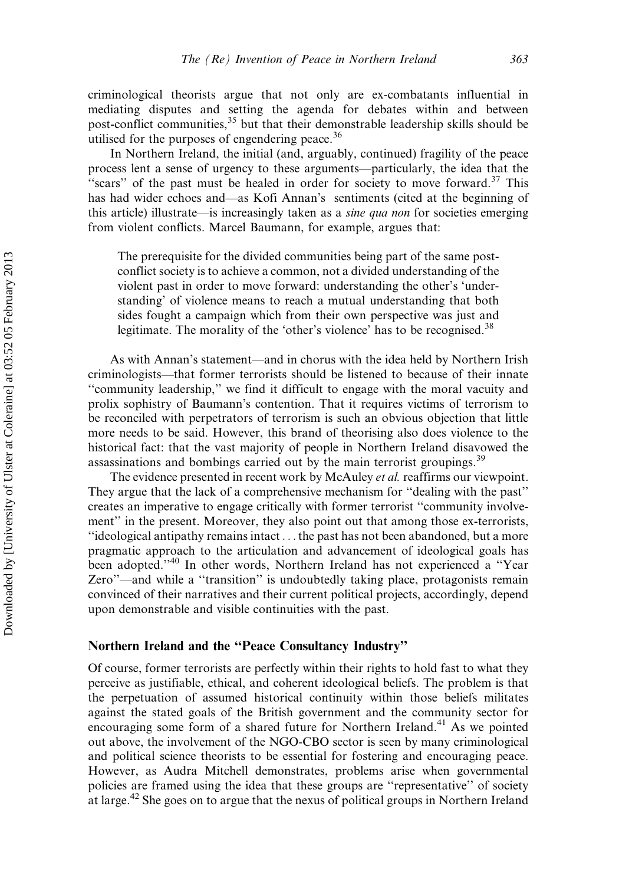criminological theorists argue that not only are ex-combatants influential in mediating disputes and setting the agenda for debates within and between post-conflict communities,[35] but that their demonstrable leadership skills should be utilised for the purposes of engendering peace.[36]

In Northern Ireland, the initial (and, arguably, continued) fragility of the peace process lent a sense of urgency to these arguments—particularly, the idea that the "scars" of the past must be healed in order for society to move forward.[37] This has had wider echoes and—as Kofi Annan's sentiments (cited at the beginning of this article) illustrate—is increasingly taken as a *sine qua non* for societies emerging from violent conflicts. Marcel Baumann, for example, argues that:

> The prerequisite for the divided communities being part of the same post-conflict society is to achieve a common, not a divided understanding of the violent past in order to move forward: understanding the other's 'understanding' of violence means to reach a mutual understanding that both sides fought a campaign which from their own perspective was just and legitimate. The morality of the 'other's violence' has to be recognised.[38]

As with Annan's statement—and in chorus with the idea held by Northern Irish criminologists—that former terrorists should be listened to because of their innate "community leadership," we find it difficult to engage with the moral vacuity and prolix sophistry of Baumann's contention. That it requires victims of terrorism to be reconciled with perpetrators of terrorism is such an obvious objection that little more needs to be said. However, this brand of theorising also does violence to the historical fact: that the vast majority of people in Northern Ireland disavowed the assassinations and bombings carried out by the main terrorist groupings.[39]

The evidence presented in recent work by McAuley *et al.* reaffirms our viewpoint. They argue that the lack of a comprehensive mechanism for "dealing with the past" creates an imperative to engage critically with former terrorist "community involvement" in the present. Moreover, they also point out that among those ex-terrorists, "ideological antipathy remains intact . . . the past has not been abandoned, but a more pragmatic approach to the articulation and advancement of ideological goals has been adopted."[40] In other words, Northern Ireland has not experienced a "Year Zero"—and while a "transition" is undoubtedly taking place, protagonists remain convinced of their narratives and their current political projects, accordingly, depend upon demonstrable and visible continuities with the past.

## Northern Ireland and the "Peace Consultancy Industry"

Of course, former terrorists are perfectly within their rights to hold fast to what they perceive as justifiable, ethical, and coherent ideological beliefs. The problem is that the perpetuation of assumed historical continuity within those beliefs militates against the stated goals of the British government and the community sector for encouraging some form of a shared future for Northern Ireland.[41] As we pointed out above, the involvement of the NGO-CBO sector is seen by many criminological and political science theorists to be essential for fostering and encouraging peace. However, as Audra Mitchell demonstrates, problems arise when governmental policies are framed using the idea that these groups are "representative" of society at large.[42] She goes on to argue that the nexus of political groups in Northern Ireland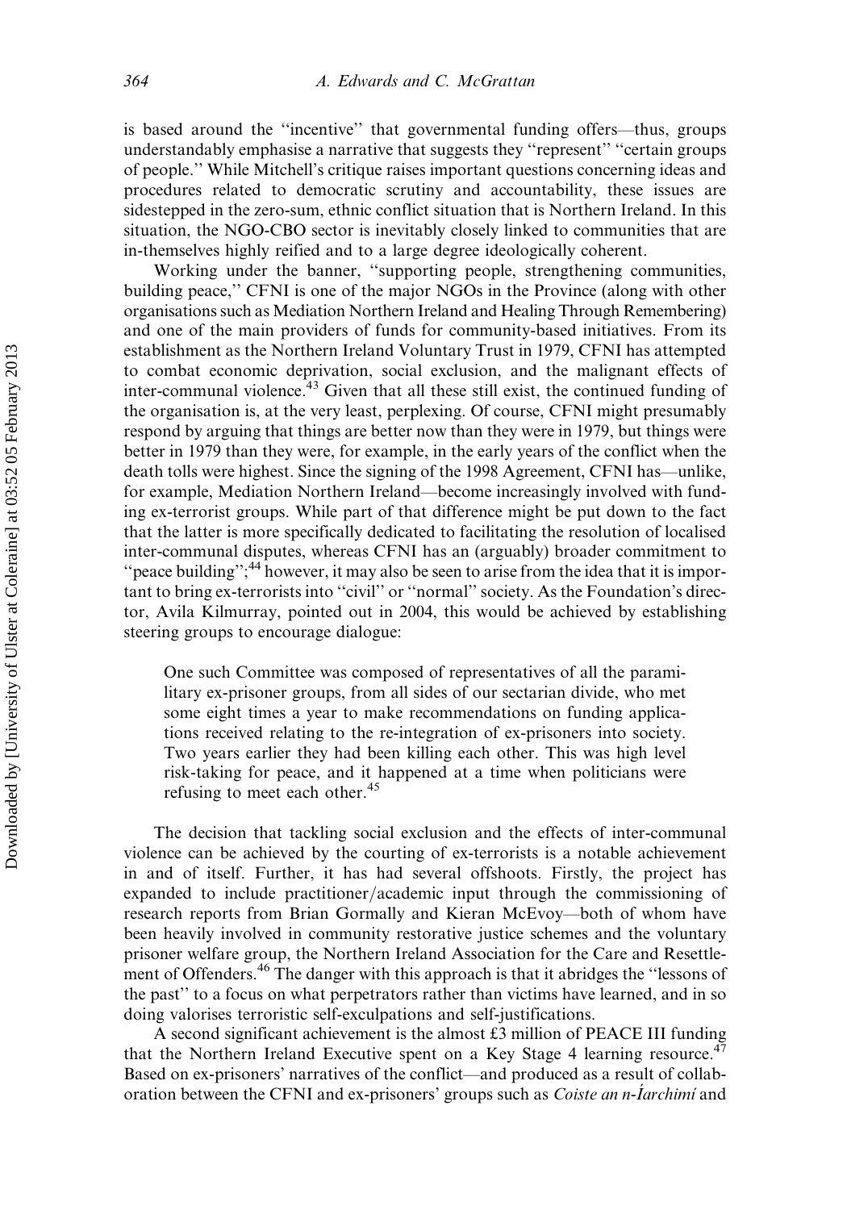is based around the "incentive" that governmental funding offers—thus, groups understandably emphasise a narrative that suggests they "represent" "certain groups of people." While Mitchell's critique raises important questions concerning ideas and procedures related to democratic scrutiny and accountability, these issues are sidestepped in the zero-sum, ethnic conflict situation that is Northern Ireland. In this situation, the NGO-CBO sector is inevitably closely linked to communities that are in-themselves highly reified and to a large degree ideologically coherent.

Working under the banner, "supporting people, strengthening communities, building peace," CFNI is one of the major NGOs in the Province (along with other organisations such as Mediation Northern Ireland and Healing Through Remembering) and one of the main providers of funds for community-based initiatives. From its establishment as the Northern Ireland Voluntary Trust in 1979, CFNI has attempted to combat economic deprivation, social exclusion, and the malignant effects of inter-communal violence.[43] Given that all these still exist, the continued funding of the organisation is, at the very least, perplexing. Of course, CFNI might presumably respond by arguing that things are better now than they were in 1979, but things were better in 1979 than they were, for example, in the early years of the conflict when the death tolls were highest. Since the signing of the 1998 Agreement, CFNI has—unlike, for example, Mediation Northern Ireland—become increasingly involved with funding ex-terrorist groups. While part of that difference might be put down to the fact that the latter is more specifically dedicated to facilitating the resolution of localised inter-communal disputes, whereas CFNI has an (arguably) broader commitment to "peace building";[44] however, it may also be seen to arise from the idea that it is important to bring ex-terrorists into "civil" or "normal" society. As the Foundation's director, Avila Kilmurray, pointed out in 2004, this would be achieved by establishing steering groups to encourage dialogue:

> One such Committee was composed of representatives of all the paramilitary ex-prisoner groups, from all sides of our sectarian divide, who met some eight times a year to make recommendations on funding applications received relating to the re-integration of ex-prisoners into society. Two years earlier they had been killing each other. This was high level risk-taking for peace, and it happened at a time when politicians were refusing to meet each other.[45]

The decision that tackling social exclusion and the effects of inter-communal violence can be achieved by the courting of ex-terrorists is a notable achievement in and of itself. Further, it has had several offshoots. Firstly, the project has expanded to include practitioner/academic input through the commissioning of research reports from Brian Gormally and Kieran McEvoy—both of whom have been heavily involved in community restorative justice schemes and the voluntary prisoner welfare group, the Northern Ireland Association for the Care and Resettlement of Offenders.[46] The danger with this approach is that it abridges the "lessons of the past" to a focus on what perpetrators rather than victims have learned, and in so doing valorises terroristic self-exculpations and self-justifications.

A second significant achievement is the almost £3 million of PEACE III funding that the Northern Ireland Executive spent on a Key Stage 4 learning resource.[47] Based on ex-prisoners' narratives of the conflict—and produced as a result of collaboration between the CFNI and ex-prisoners' groups such as *Coiste an n-Íarchimí* and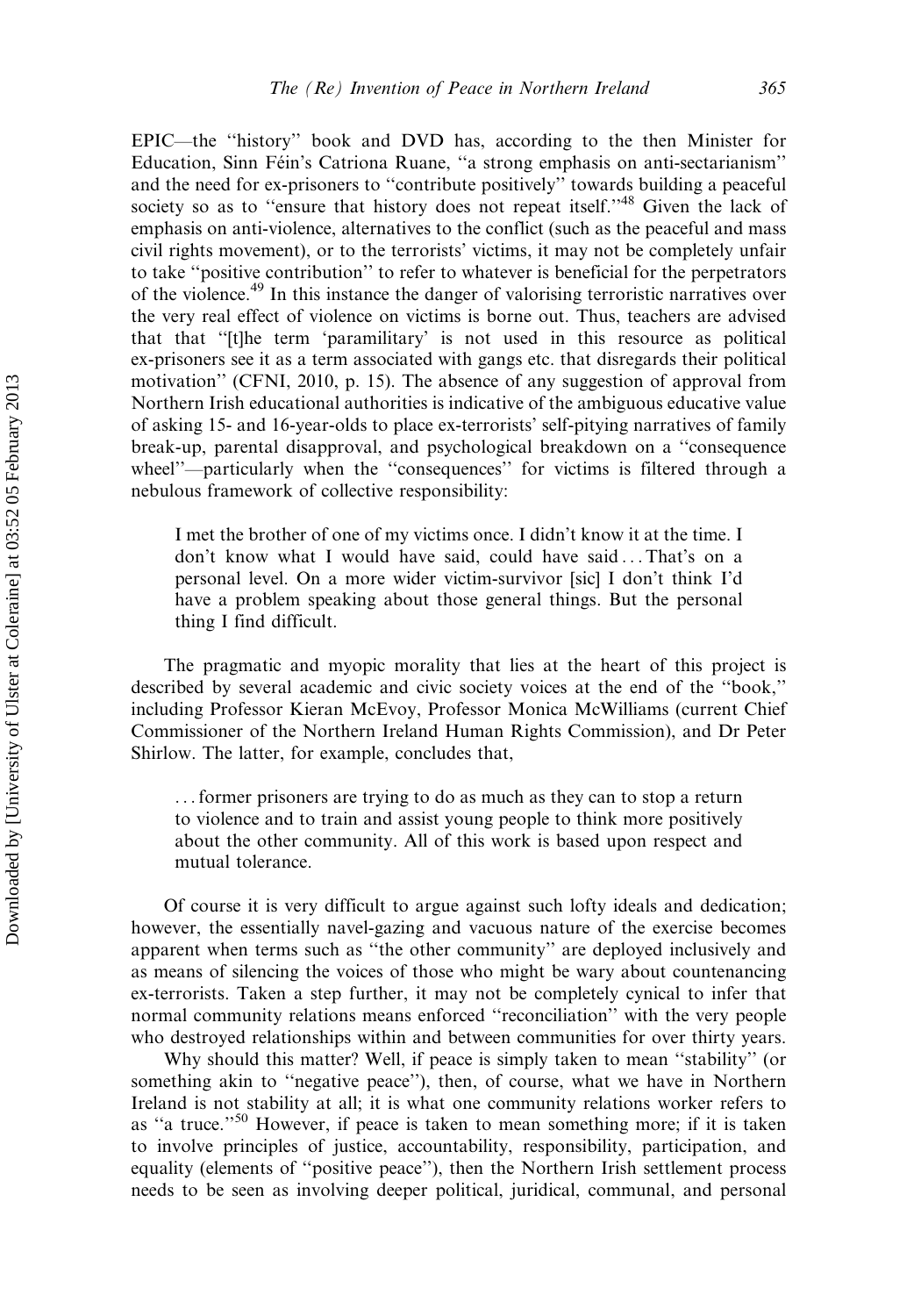EPIC—the ''history'' book and DVD has, according to the then Minister for Education, Sinn Féin's Catriona Ruane, ''a strong emphasis on anti-sectarianism'' and the need for ex-prisoners to ''contribute positively'' towards building a peaceful society so as to ''ensure that history does not repeat itself.''[48] Given the lack of emphasis on anti-violence, alternatives to the conflict (such as the peaceful and mass civil rights movement), or to the terrorists' victims, it may not be completely unfair to take ''positive contribution'' to refer to whatever is beneficial for the perpetrators of the violence.[49] In this instance the danger of valorising terroristic narratives over the very real effect of violence on victims is borne out. Thus, teachers are advised that that ''[t]he term 'paramilitary' is not used in this resource as political ex-prisoners see it as a term associated with gangs etc. that disregards their political motivation'' (CFNI, 2010, p. 15). The absence of any suggestion of approval from Northern Irish educational authorities is indicative of the ambiguous educative value of asking 15- and 16-year-olds to place ex-terrorists' self-pitying narratives of family break-up, parental disapproval, and psychological breakdown on a ''consequence wheel''—particularly when the ''consequences'' for victims is filtered through a nebulous framework of collective responsibility:

> I met the brother of one of my victims once. I didn't know it at the time. I don't know what I would have said, could have said ... That's on a personal level. On a more wider victim-survivor [sic] I don't think I'd have a problem speaking about those general things. But the personal thing I find difficult.

The pragmatic and myopic morality that lies at the heart of this project is described by several academic and civic society voices at the end of the ''book,'' including Professor Kieran McEvoy, Professor Monica McWilliams (current Chief Commissioner of the Northern Ireland Human Rights Commission), and Dr Peter Shirlow. The latter, for example, concludes that,

> ... former prisoners are trying to do as much as they can to stop a return to violence and to train and assist young people to think more positively about the other community. All of this work is based upon respect and mutual tolerance.

Of course it is very difficult to argue against such lofty ideals and dedication; however, the essentially navel-gazing and vacuous nature of the exercise becomes apparent when terms such as ''the other community'' are deployed inclusively and as means of silencing the voices of those who might be wary about countenancing ex-terrorists. Taken a step further, it may not be completely cynical to infer that normal community relations means enforced ''reconciliation'' with the very people who destroyed relationships within and between communities for over thirty years.

Why should this matter? Well, if peace is simply taken to mean ''stability'' (or something akin to ''negative peace''), then, of course, what we have in Northern Ireland is not stability at all; it is what one community relations worker refers to as ''a truce.''[50] However, if peace is taken to mean something more; if it is taken to involve principles of justice, accountability, responsibility, participation, and equality (elements of ''positive peace''), then the Northern Irish settlement process needs to be seen as involving deeper political, juridical, communal, and personal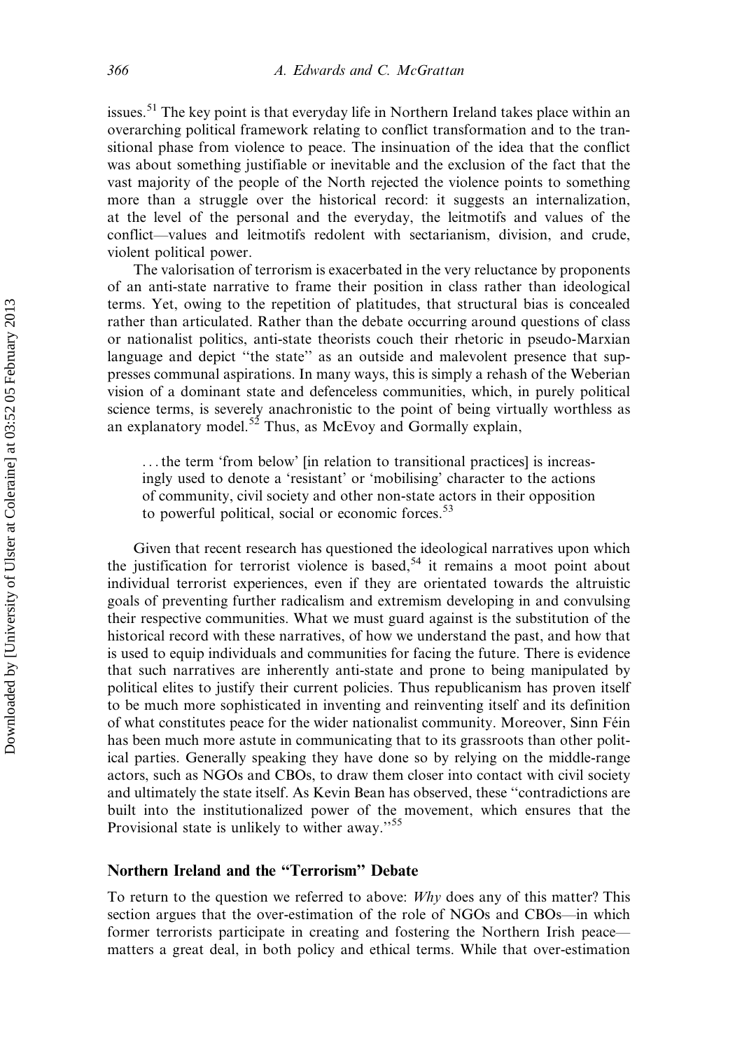issues.[51] The key point is that everyday life in Northern Ireland takes place within an overarching political framework relating to conflict transformation and to the transitional phase from violence to peace. The insinuation of the idea that the conflict was about something justifiable or inevitable and the exclusion of the fact that the vast majority of the people of the North rejected the violence points to something more than a struggle over the historical record: it suggests an internalization, at the level of the personal and the everyday, the leitmotifs and values of the conflict—values and leitmotifs redolent with sectarianism, division, and crude, violent political power.

The valorisation of terrorism is exacerbated in the very reluctance by proponents of an anti-state narrative to frame their position in class rather than ideological terms. Yet, owing to the repetition of platitudes, that structural bias is concealed rather than articulated. Rather than the debate occurring around questions of class or nationalist politics, anti-state theorists couch their rhetoric in pseudo-Marxian language and depict "the state" as an outside and malevolent presence that suppresses communal aspirations. In many ways, this is simply a rehash of the Weberian vision of a dominant state and defenceless communities, which, in purely political science terms, is severely anachronistic to the point of being virtually worthless as an explanatory model.[52] Thus, as McEvoy and Gormally explain,

> ... the term 'from below' [in relation to transitional practices] is increasingly used to denote a 'resistant' or 'mobilising' character to the actions of community, civil society and other non-state actors in their opposition to powerful political, social or economic forces.[53]

Given that recent research has questioned the ideological narratives upon which the justification for terrorist violence is based,[54] it remains a moot point about individual terrorist experiences, even if they are orientated towards the altruistic goals of preventing further radicalism and extremism developing in and convulsing their respective communities. What we must guard against is the substitution of the historical record with these narratives, of how we understand the past, and how that is used to equip individuals and communities for facing the future. There is evidence that such narratives are inherently anti-state and prone to being manipulated by political elites to justify their current policies. Thus republicanism has proven itself to be much more sophisticated in inventing and reinventing itself and its definition of what constitutes peace for the wider nationalist community. Moreover, Sinn Féin has been much more astute in communicating that to its grassroots than other political parties. Generally speaking they have done so by relying on the middle-range actors, such as NGOs and CBOs, to draw them closer into contact with civil society and ultimately the state itself. As Kevin Bean has observed, these "contradictions are built into the institutionalized power of the movement, which ensures that the Provisional state is unlikely to wither away."[55]

## Northern Ireland and the "Terrorism" Debate

To return to the question we referred to above: *Why* does any of this matter? This section argues that the over-estimation of the role of NGOs and CBOs—in which former terrorists participate in creating and fostering the Northern Irish peace—matters a great deal, in both policy and ethical terms. While that over-estimation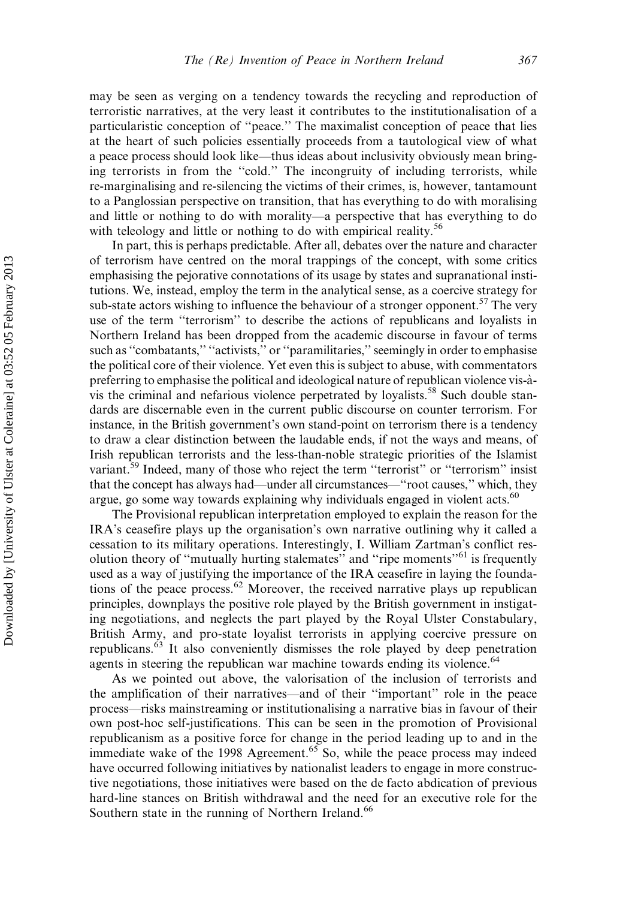may be seen as verging on a tendency towards the recycling and reproduction of terroristic narratives, at the very least it contributes to the institutionalisation of a particularistic conception of "peace." The maximalist conception of peace that lies at the heart of such policies essentially proceeds from a tautological view of what a peace process should look like—thus ideas about inclusivity obviously mean bringing terrorists in from the "cold." The incongruity of including terrorists, while re-marginalising and re-silencing the victims of their crimes, is, however, tantamount to a Panglossian perspective on transition, that has everything to do with moralising and little or nothing to do with morality—a perspective that has everything to do with teleology and little or nothing to do with empirical reality.[56]

In part, this is perhaps predictable. After all, debates over the nature and character of terrorism have centred on the moral trappings of the concept, with some critics emphasising the pejorative connotations of its usage by states and supranational institutions. We, instead, employ the term in the analytical sense, as a coercive strategy for sub-state actors wishing to influence the behaviour of a stronger opponent.[57] The very use of the term "terrorism" to describe the actions of republicans and loyalists in Northern Ireland has been dropped from the academic discourse in favour of terms such as "combatants," "activists," or "paramilitaries," seemingly in order to emphasise the political core of their violence. Yet even this is subject to abuse, with commentators preferring to emphasise the political and ideological nature of republican violence vis-à-vis the criminal and nefarious violence perpetrated by loyalists.[58] Such double standards are discernable even in the current public discourse on counter terrorism. For instance, in the British government's own stand-point on terrorism there is a tendency to draw a clear distinction between the laudable ends, if not the ways and means, of Irish republican terrorists and the less-than-noble strategic priorities of the Islamist variant.[59] Indeed, many of those who reject the term "terrorist" or "terrorism" insist that the concept has always had—under all circumstances—"root causes," which, they argue, go some way towards explaining why individuals engaged in violent acts.[60]

The Provisional republican interpretation employed to explain the reason for the IRA's ceasefire plays up the organisation's own narrative outlining why it called a cessation to its military operations. Interestingly, I. William Zartman's conflict resolution theory of "mutually hurting stalemates" and "ripe moments"[61] is frequently used as a way of justifying the importance of the IRA ceasefire in laying the foundations of the peace process.[62] Moreover, the received narrative plays up republican principles, downplays the positive role played by the British government in instigating negotiations, and neglects the part played by the Royal Ulster Constabulary, British Army, and pro-state loyalist terrorists in applying coercive pressure on republicans.[63] It also conveniently dismisses the role played by deep penetration agents in steering the republican war machine towards ending its violence.[64]

As we pointed out above, the valorisation of the inclusion of terrorists and the amplification of their narratives—and of their "important" role in the peace process—risks mainstreaming or institutionalising a narrative bias in favour of their own post-hoc self-justifications. This can be seen in the promotion of Provisional republicanism as a positive force for change in the period leading up to and in the immediate wake of the 1998 Agreement.[65] So, while the peace process may indeed have occurred following initiatives by nationalist leaders to engage in more constructive negotiations, those initiatives were based on the de facto abdication of previous hard-line stances on British withdrawal and the need for an executive role for the Southern state in the running of Northern Ireland.[66]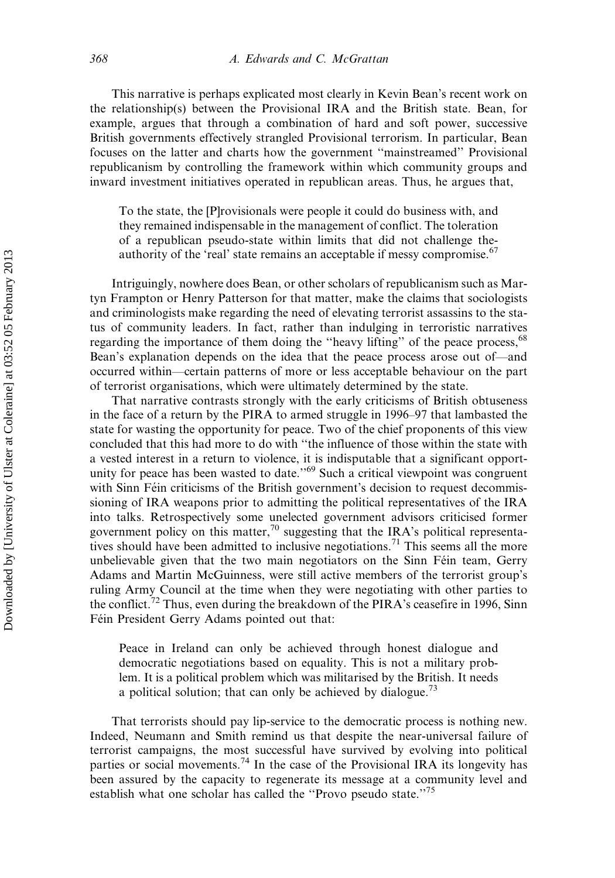This narrative is perhaps explicated most clearly in Kevin Bean's recent work on the relationship(s) between the Provisional IRA and the British state. Bean, for example, argues that through a combination of hard and soft power, successive British governments effectively strangled Provisional terrorism. In particular, Bean focuses on the latter and charts how the government "mainstreamed" Provisional republicanism by controlling the framework within which community groups and inward investment initiatives operated in republican areas. Thus, he argues that,

> To the state, the [P]rovisionals were people it could do business with, and they remained indispensable in the management of conflict. The toleration of a republican pseudo-state within limits that did not challenge the-authority of the 'real' state remains an acceptable if messy compromise.[67]

Intriguingly, nowhere does Bean, or other scholars of republicanism such as Martyn Frampton or Henry Patterson for that matter, make the claims that sociologists and criminologists make regarding the need of elevating terrorist assassins to the status of community leaders. In fact, rather than indulging in terroristic narratives regarding the importance of them doing the "heavy lifting" of the peace process,[68] Bean's explanation depends on the idea that the peace process arose out of—and occurred within—certain patterns of more or less acceptable behaviour on the part of terrorist organisations, which were ultimately determined by the state.

That narrative contrasts strongly with the early criticisms of British obtuseness in the face of a return by the PIRA to armed struggle in 1996–97 that lambasted the state for wasting the opportunity for peace. Two of the chief proponents of this view concluded that this had more to do with "the influence of those within the state with a vested interest in a return to violence, it is indisputable that a significant opportunity for peace has been wasted to date."[69] Such a critical viewpoint was congruent with Sinn Féin criticisms of the British government's decision to request decommissioning of IRA weapons prior to admitting the political representatives of the IRA into talks. Retrospectively some unelected government advisors criticised former government policy on this matter,[70] suggesting that the IRA's political representatives should have been admitted to inclusive negotiations.[71] This seems all the more unbelievable given that the two main negotiators on the Sinn Féin team, Gerry Adams and Martin McGuinness, were still active members of the terrorist group's ruling Army Council at the time when they were negotiating with other parties to the conflict.[72] Thus, even during the breakdown of the PIRA's ceasefire in 1996, Sinn Féin President Gerry Adams pointed out that:

> Peace in Ireland can only be achieved through honest dialogue and democratic negotiations based on equality. This is not a military problem. It is a political problem which was militarised by the British. It needs a political solution; that can only be achieved by dialogue.[73]

That terrorists should pay lip-service to the democratic process is nothing new. Indeed, Neumann and Smith remind us that despite the near-universal failure of terrorist campaigns, the most successful have survived by evolving into political parties or social movements.[74] In the case of the Provisional IRA its longevity has been assured by the capacity to regenerate its message at a community level and establish what one scholar has called the "Provo pseudo state."[75]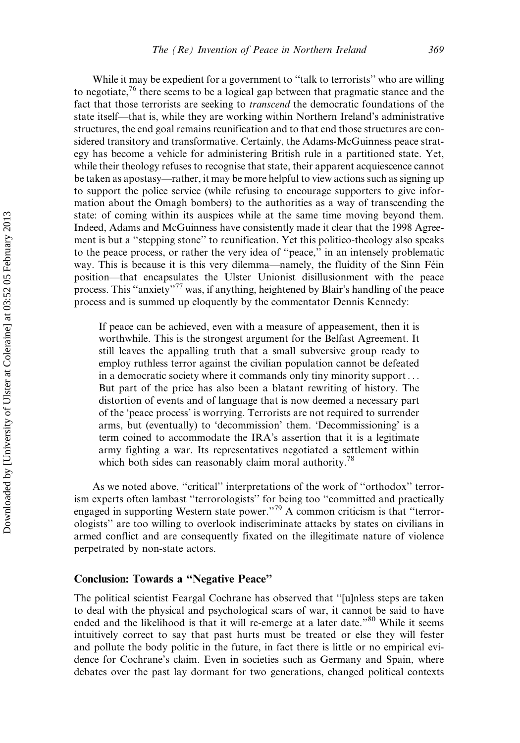While it may be expedient for a government to "talk to terrorists" who are willing to negotiate,[76] there seems to be a logical gap between that pragmatic stance and the fact that those terrorists are seeking to *transcend* the democratic foundations of the state itself—that is, while they are working within Northern Ireland's administrative structures, the end goal remains reunification and to that end those structures are considered transitory and transformative. Certainly, the Adams-McGuinness peace strategy has become a vehicle for administering British rule in a partitioned state. Yet, while their theology refuses to recognise that state, their apparent acquiescence cannot be taken as apostasy—rather, it may be more helpful to view actions such as signing up to support the police service (while refusing to encourage supporters to give information about the Omagh bombers) to the authorities as a way of transcending the state: of coming within its auspices while at the same time moving beyond them. Indeed, Adams and McGuinness have consistently made it clear that the 1998 Agreement is but a "stepping stone" to reunification. Yet this politico-theology also speaks to the peace process, or rather the very idea of "peace," in an intensely problematic way. This is because it is this very dilemma—namely, the fluidity of the Sinn Féin position—that encapsulates the Ulster Unionist disillusionment with the peace process. This "anxiety"[77] was, if anything, heightened by Blair's handling of the peace process and is summed up eloquently by the commentator Dennis Kennedy:

> If peace can be achieved, even with a measure of appeasement, then it is worthwhile. This is the strongest argument for the Belfast Agreement. It still leaves the appalling truth that a small subversive group ready to employ ruthless terror against the civilian population cannot be defeated in a democratic society where it commands only tiny minority support . . . But part of the price has also been a blatant rewriting of history. The distortion of events and of language that is now deemed a necessary part of the 'peace process' is worrying. Terrorists are not required to surrender arms, but (eventually) to 'decommission' them. 'Decommissioning' is a term coined to accommodate the IRA's assertion that it is a legitimate army fighting a war. Its representatives negotiated a settlement within which both sides can reasonably claim moral authority.[78]

As we noted above, "critical" interpretations of the work of "orthodox" terrorism experts often lambast "terrorologists" for being too "committed and practically engaged in supporting Western state power."[79] A common criticism is that "terrorologists" are too willing to overlook indiscriminate attacks by states on civilians in armed conflict and are consequently fixated on the illegitimate nature of violence perpetrated by non-state actors.

## Conclusion: Towards a "Negative Peace"

The political scientist Feargal Cochrane has observed that "[u]nless steps are taken to deal with the physical and psychological scars of war, it cannot be said to have ended and the likelihood is that it will re-emerge at a later date."[80] While it seems intuitively correct to say that past hurts must be treated or else they will fester and pollute the body politic in the future, in fact there is little or no empirical evidence for Cochrane's claim. Even in societies such as Germany and Spain, where debates over the past lay dormant for two generations, changed political contexts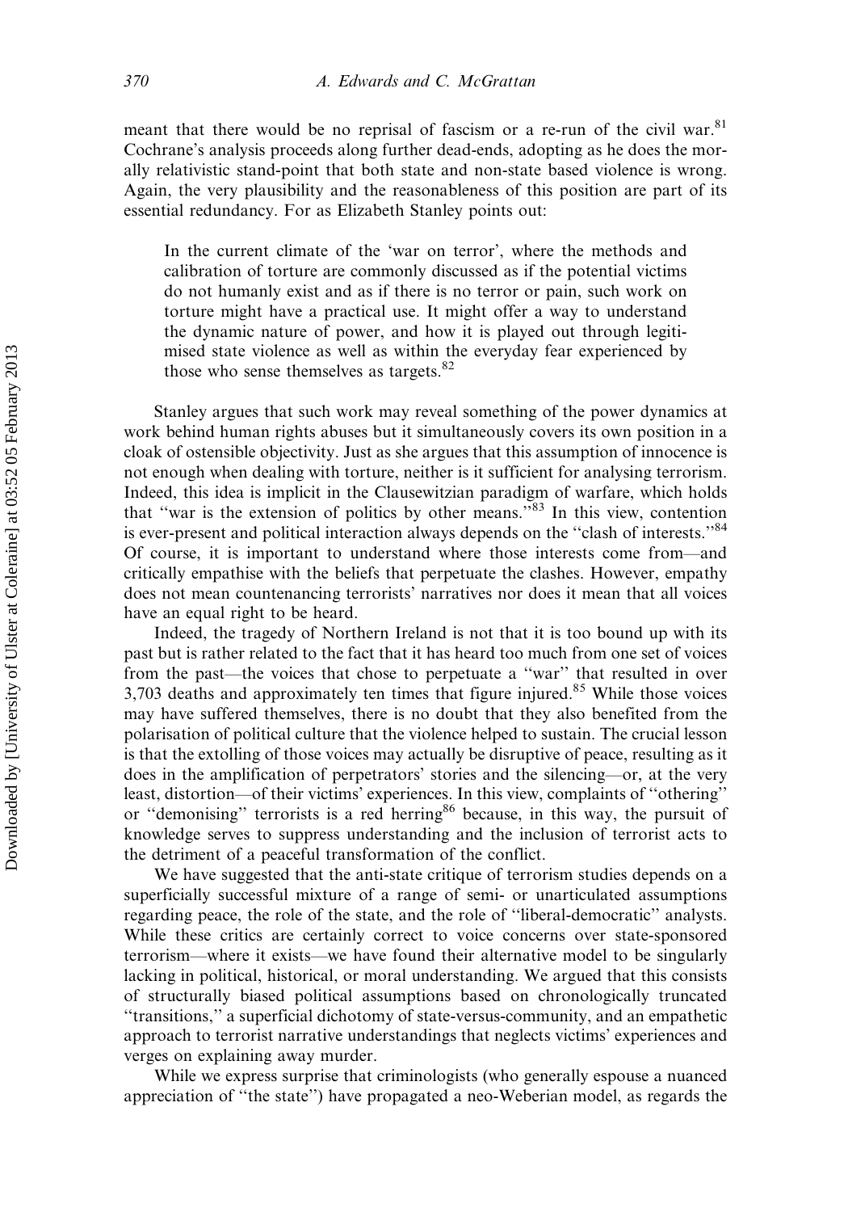meant that there would be no reprisal of fascism or a re-run of the civil war.[81] Cochrane's analysis proceeds along further dead-ends, adopting as he does the morally relativistic stand-point that both state and non-state based violence is wrong. Again, the very plausibility and the reasonableness of this position are part of its essential redundancy. For as Elizabeth Stanley points out:

> In the current climate of the 'war on terror', where the methods and calibration of torture are commonly discussed as if the potential victims do not humanly exist and as if there is no terror or pain, such work on torture might have a practical use. It might offer a way to understand the dynamic nature of power, and how it is played out through legitimised state violence as well as within the everyday fear experienced by those who sense themselves as targets.[82]

Stanley argues that such work may reveal something of the power dynamics at work behind human rights abuses but it simultaneously covers its own position in a cloak of ostensible objectivity. Just as she argues that this assumption of innocence is not enough when dealing with torture, neither is it sufficient for analysing terrorism. Indeed, this idea is implicit in the Clausewitzian paradigm of warfare, which holds that "war is the extension of politics by other means."[83] In this view, contention is ever-present and political interaction always depends on the "clash of interests."[84] Of course, it is important to understand where those interests come from—and critically empathise with the beliefs that perpetuate the clashes. However, empathy does not mean countenancing terrorists' narratives nor does it mean that all voices have an equal right to be heard.

Indeed, the tragedy of Northern Ireland is not that it is too bound up with its past but is rather related to the fact that it has heard too much from one set of voices from the past—the voices that chose to perpetuate a "war" that resulted in over 3,703 deaths and approximately ten times that figure injured.[85] While those voices may have suffered themselves, there is no doubt that they also benefited from the polarisation of political culture that the violence helped to sustain. The crucial lesson is that the extolling of those voices may actually be disruptive of peace, resulting as it does in the amplification of perpetrators' stories and the silencing—or, at the very least, distortion—of their victims' experiences. In this view, complaints of "othering" or "demonising" terrorists is a red herring[86] because, in this way, the pursuit of knowledge serves to suppress understanding and the inclusion of terrorist acts to the detriment of a peaceful transformation of the conflict.

We have suggested that the anti-state critique of terrorism studies depends on a superficially successful mixture of a range of semi- or unarticulated assumptions regarding peace, the role of the state, and the role of "liberal-democratic" analysts. While these critics are certainly correct to voice concerns over state-sponsored terrorism—where it exists—we have found their alternative model to be singularly lacking in political, historical, or moral understanding. We argued that this consists of structurally biased political assumptions based on chronologically truncated "transitions," a superficial dichotomy of state-versus-community, and an empathetic approach to terrorist narrative understandings that neglects victims' experiences and verges on explaining away murder.

While we express surprise that criminologists (who generally espouse a nuanced appreciation of "the state") have propagated a neo-Weberian model, as regards the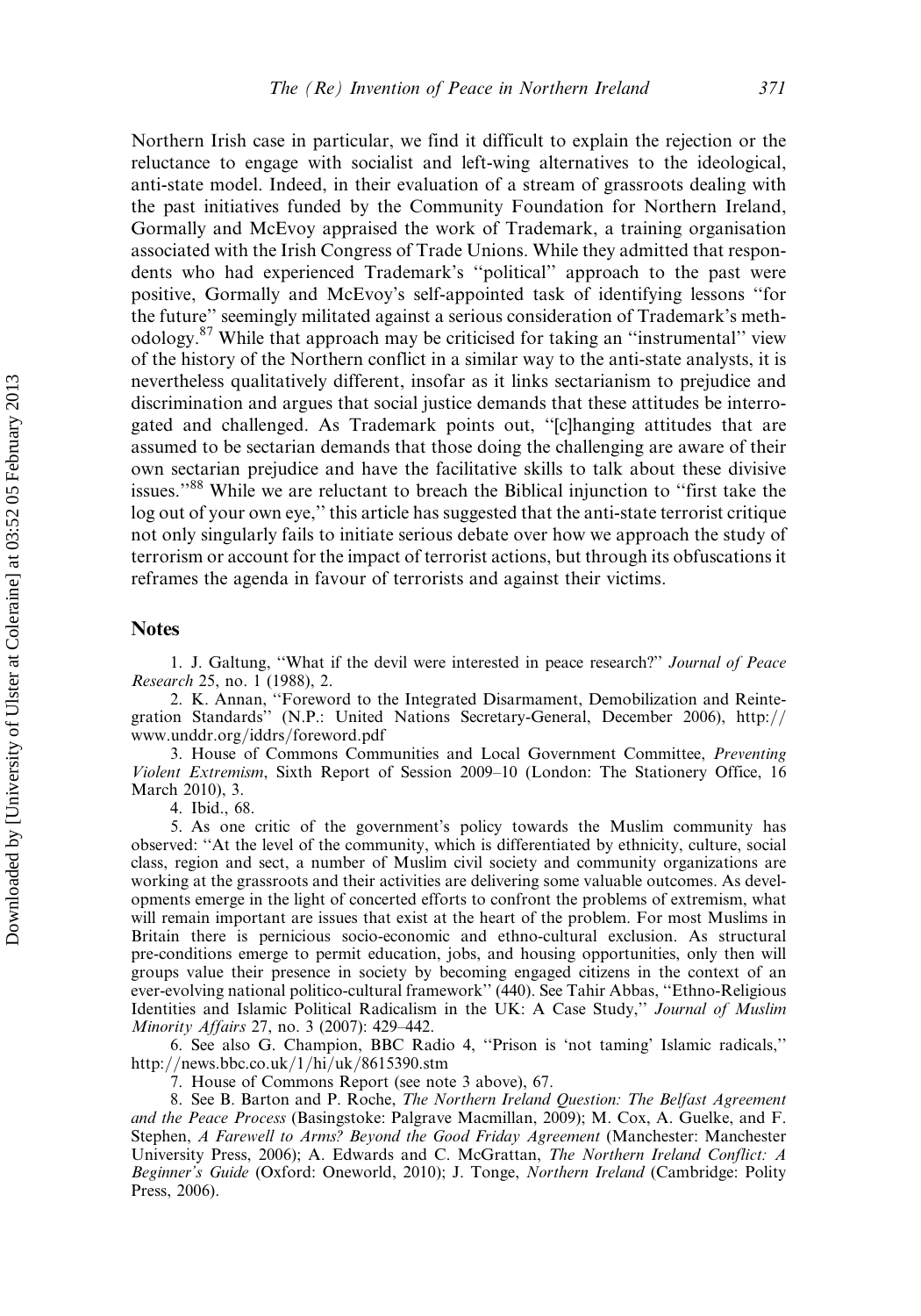Northern Irish case in particular, we find it difficult to explain the rejection or the reluctance to engage with socialist and left-wing alternatives to the ideological, anti-state model. Indeed, in their evaluation of a stream of grassroots dealing with the past initiatives funded by the Community Foundation for Northern Ireland, Gormally and McEvoy appraised the work of Trademark, a training organisation associated with the Irish Congress of Trade Unions. While they admitted that respondents who had experienced Trademark's "political" approach to the past were positive, Gormally and McEvoy's self-appointed task of identifying lessons "for the future" seemingly militated against a serious consideration of Trademark's methodology.[87] While that approach may be criticised for taking an "instrumental" view of the history of the Northern conflict in a similar way to the anti-state analysts, it is nevertheless qualitatively different, insofar as it links sectarianism to prejudice and discrimination and argues that social justice demands that these attitudes be interrogated and challenged. As Trademark points out, "[c]hanging attitudes that are assumed to be sectarian demands that those doing the challenging are aware of their own sectarian prejudice and have the facilitative skills to talk about these divisive issues."[88] While we are reluctant to breach the Biblical injunction to "first take the log out of your own eye," this article has suggested that the anti-state terrorist critique not only singularly fails to initiate serious debate over how we approach the study of terrorism or account for the impact of terrorist actions, but through its obfuscations it reframes the agenda in favour of terrorists and against their victims.

## Notes

1. J. Galtung, "What if the devil were interested in peace research?" *Journal of Peace Research* 25, no. 1 (1988), 2.

2. K. Annan, "Foreword to the Integrated Disarmament, Demobilization and Reintegration Standards" (N.P.: United Nations Secretary-General, December 2006), http://www.unddr.org/iddrs/foreword.pdf

3. House of Commons Communities and Local Government Committee, *Preventing Violent Extremism*, Sixth Report of Session 2009–10 (London: The Stationery Office, 16 March 2010), 3.

4. Ibid., 68.

5. As one critic of the government's policy towards the Muslim community has observed: "At the level of the community, which is differentiated by ethnicity, culture, social class, region and sect, a number of Muslim civil society and community organizations are working at the grassroots and their activities are delivering some valuable outcomes. As developments emerge in the light of concerted efforts to confront the problems of extremism, what will remain important are issues that exist at the heart of the problem. For most Muslims in Britain there is pernicious socio-economic and ethno-cultural exclusion. As structural pre-conditions emerge to permit education, jobs, and housing opportunities, only then will groups value their presence in society by becoming engaged citizens in the context of an ever-evolving national politico-cultural framework" (440). See Tahir Abbas, "Ethno-Religious Identities and Islamic Political Radicalism in the UK: A Case Study," *Journal of Muslim Minority Affairs* 27, no. 3 (2007): 429–442.

6. See also G. Champion, BBC Radio 4, "Prison is 'not taming' Islamic radicals," http://news.bbc.co.uk/1/hi/uk/8615390.stm

7. House of Commons Report (see note 3 above), 67.

8. See B. Barton and P. Roche, *The Northern Ireland Question: The Belfast Agreement and the Peace Process* (Basingstoke: Palgrave Macmillan, 2009); M. Cox, A. Guelke, and F. Stephen, *A Farewell to Arms? Beyond the Good Friday Agreement* (Manchester: Manchester University Press, 2006); A. Edwards and C. McGrattan, *The Northern Ireland Conflict: A Beginner's Guide* (Oxford: Oneworld, 2010); J. Tonge, *Northern Ireland* (Cambridge: Polity Press, 2006).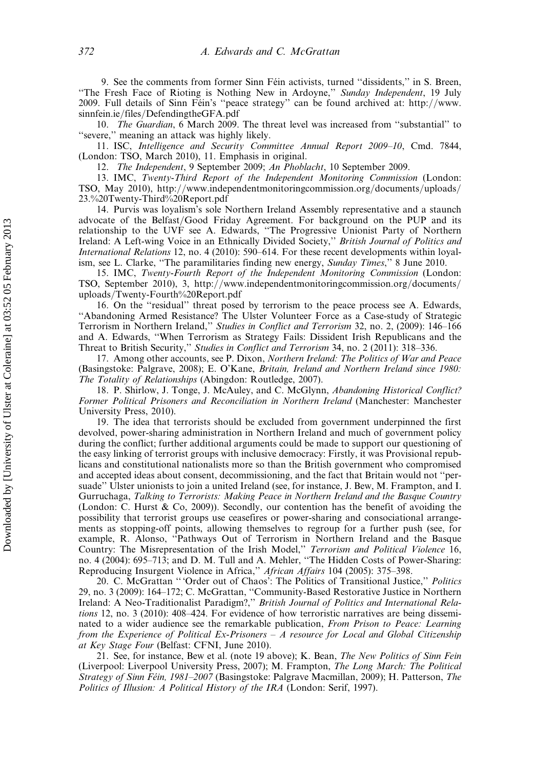9. See the comments from former Sinn Féin activists, turned "dissidents," in S. Breen, "The Fresh Face of Rioting is Nothing New in Ardoyne," *Sunday Independent*, 19 July 2009. Full details of Sinn Féin's "peace strategy" can be found archived at: http://www.sinnfein.ie/files/DefendingtheGFA.pdf

10. *The Guardian*, 6 March 2009. The threat level was increased from "substantial" to "severe," meaning an attack was highly likely.

11. ISC, *Intelligence and Security Committee Annual Report 2009–10*, Cmd. 7844, (London: TSO, March 2010), 11. Emphasis in original.

12. *The Independent*, 9 September 2009; *An Phoblacht*, 10 September 2009.

13. IMC, *Twenty-Third Report of the Independent Monitoring Commission* (London: TSO, May 2010), http://www.independentmonitoringcommission.org/documents/uploads/23.%20Twenty-Third%20Report.pdf

14. Purvis was loyalism's sole Northern Ireland Assembly representative and a staunch advocate of the Belfast/Good Friday Agreement. For background on the PUP and its relationship to the UVF see A. Edwards, "The Progressive Unionist Party of Northern Ireland: A Left-wing Voice in an Ethnically Divided Society," *British Journal of Politics and International Relations* 12, no. 4 (2010): 590–614. For these recent developments within loyalism, see L. Clarke, "The paramilitaries finding new energy, *Sunday Times*," 8 June 2010.

15. IMC, *Twenty-Fourth Report of the Independent Monitoring Commission* (London: TSO, September 2010), 3, http://www.independentmonitoringcommission.org/documents/uploads/Twenty-Fourth%20Report.pdf

16. On the "residual" threat posed by terrorism to the peace process see A. Edwards, "Abandoning Armed Resistance? The Ulster Volunteer Force as a Case-study of Strategic Terrorism in Northern Ireland," *Studies in Conflict and Terrorism* 32, no. 2, (2009): 146–166 and A. Edwards, "When Terrorism as Strategy Fails: Dissident Irish Republicans and the Threat to British Security," *Studies in Conflict and Terrorism* 34, no. 2 (2011): 318–336.

17. Among other accounts, see P. Dixon, *Northern Ireland: The Politics of War and Peace* (Basingstoke: Palgrave, 2008); E. O'Kane, *Britain, Ireland and Northern Ireland since 1980: The Totality of Relationships* (Abingdon: Routledge, 2007).

18. P. Shirlow, J. Tonge, J. McAuley, and C. McGlynn, *Abandoning Historical Conflict? Former Political Prisoners and Reconciliation in Northern Ireland* (Manchester: Manchester University Press, 2010).

19. The idea that terrorists should be excluded from government underpinned the first devolved, power-sharing administration in Northern Ireland and much of government policy during the conflict; further additional arguments could be made to support our questioning of the easy linking of terrorist groups with inclusive democracy: Firstly, it was Provisional republicans and constitutional nationalists more so than the British government who compromised and accepted ideas about consent, decommissioning, and the fact that Britain would not "persuade" Ulster unionists to join a united Ireland (see, for instance, J. Bew, M. Frampton, and I. Gurruchaga, *Talking to Terrorists: Making Peace in Northern Ireland and the Basque Country* (London: C. Hurst & Co, 2009)). Secondly, our contention has the benefit of avoiding the possibility that terrorist groups use ceasefires or power-sharing and consociational arrangements as stopping-off points, allowing themselves to regroup for a further push (see, for example, R. Alonso, "Pathways Out of Terrorism in Northern Ireland and the Basque Country: The Misrepresentation of the Irish Model," *Terrorism and Political Violence* 16, no. 4 (2004): 695–713; and D. M. Tull and A. Mehler, "The Hidden Costs of Power-Sharing: Reproducing Insurgent Violence in Africa," *African Affairs* 104 (2005): 375–398.

20. C. McGrattan "'Order out of Chaos': The Politics of Transitional Justice," *Politics* 29, no. 3 (2009): 164–172; C. McGrattan, "Community-Based Restorative Justice in Northern Ireland: A Neo-Traditionalist Paradigm?," *British Journal of Politics and International Relations* 12, no. 3 (2010): 408–424. For evidence of how terroristic narratives are being disseminated to a wider audience see the remarkable publication, *From Prison to Peace: Learning from the Experience of Political Ex-Prisoners – A resource for Local and Global Citizenship at Key Stage Four* (Belfast: CFNI, June 2010).

21. See, for instance, Bew et al. (note 19 above); K. Bean, *The New Politics of Sinn Fein* (Liverpool: Liverpool University Press, 2007); M. Frampton, *The Long March: The Political Strategy of Sinn Féin, 1981–2007* (Basingstoke: Palgrave Macmillan, 2009); H. Patterson, *The Politics of Illusion: A Political History of the IRA* (London: Serif, 1997).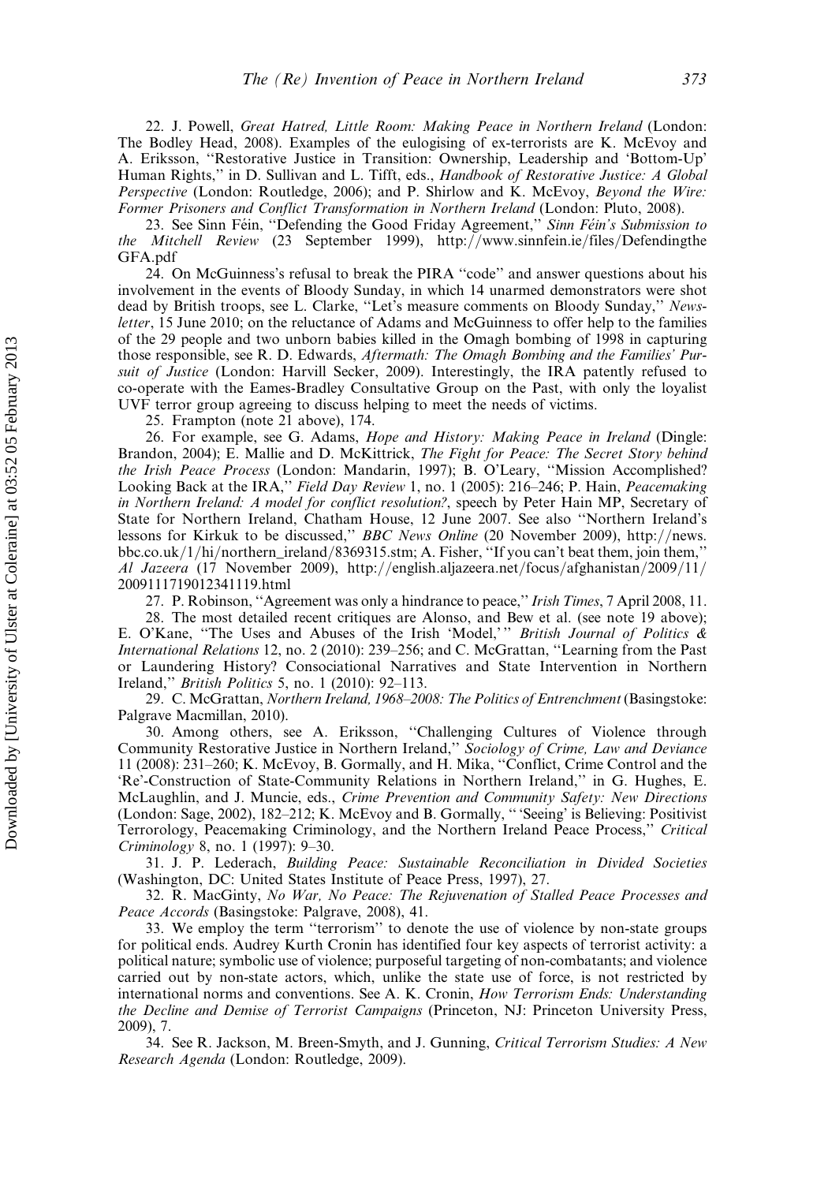22. J. Powell, *Great Hatred, Little Room: Making Peace in Northern Ireland* (London: The Bodley Head, 2008). Examples of the eulogising of ex-terrorists are K. McEvoy and A. Eriksson, ''Restorative Justice in Transition: Ownership, Leadership and 'Bottom-Up' Human Rights,'' in D. Sullivan and L. Tifft, eds., *Handbook of Restorative Justice: A Global Perspective* (London: Routledge, 2006); and P. Shirlow and K. McEvoy, *Beyond the Wire: Former Prisoners and Conflict Transformation in Northern Ireland* (London: Pluto, 2008).

23. See Sinn Féin, ''Defending the Good Friday Agreement,'' *Sinn Féin's Submission to the Mitchell Review* (23 September 1999), http://www.sinnfein.ie/files/DefendingtheGFA.pdf

24. On McGuinness's refusal to break the PIRA ''code'' and answer questions about his involvement in the events of Bloody Sunday, in which 14 unarmed demonstrators were shot dead by British troops, see L. Clarke, ''Let's measure comments on Bloody Sunday,'' *News-letter*, 15 June 2010; on the reluctance of Adams and McGuinness to offer help to the families of the 29 people and two unborn babies killed in the Omagh bombing of 1998 in capturing those responsible, see R. D. Edwards, *Aftermath: The Omagh Bombing and the Families' Pursuit of Justice* (London: Harvill Secker, 2009). Interestingly, the IRA patently refused to co-operate with the Eames-Bradley Consultative Group on the Past, with only the loyalist UVF terror group agreeing to discuss helping to meet the needs of victims.

25. Frampton (note 21 above), 174.

26. For example, see G. Adams, *Hope and History: Making Peace in Ireland* (Dingle: Brandon, 2004); E. Mallie and D. McKittrick, *The Fight for Peace: The Secret Story behind the Irish Peace Process* (London: Mandarin, 1997); B. O'Leary, ''Mission Accomplished? Looking Back at the IRA,'' *Field Day Review* 1, no. 1 (2005): 216–246; P. Hain, *Peacemaking in Northern Ireland: A model for conflict resolution?*, speech by Peter Hain MP, Secretary of State for Northern Ireland, Chatham House, 12 June 2007. See also ''Northern Ireland's lessons for Kirkuk to be discussed,'' *BBC News Online* (20 November 2009), http://news.bbc.co.uk/1/hi/northern_ireland/8369315.stm; A. Fisher, ''If you can't beat them, join them,'' *Al Jazeera* (17 November 2009), http://english.aljazeera.net/focus/afghanistan/2009/11/2009111719012341119.html

27. P. Robinson, ''Agreement was only a hindrance to peace,'' *Irish Times*, 7 April 2008, 11.

28. The most detailed recent critiques are Alonso, and Bew et al. (see note 19 above); E. O'Kane, ''The Uses and Abuses of the Irish 'Model,' '' *British Journal of Politics & International Relations* 12, no. 2 (2010): 239–256; and C. McGrattan, ''Learning from the Past or Laundering History? Consociational Narratives and State Intervention in Northern Ireland,'' *British Politics* 5, no. 1 (2010): 92–113.

29. C. McGrattan, *Northern Ireland, 1968–2008: The Politics of Entrenchment* (Basingstoke: Palgrave Macmillan, 2010).

30. Among others, see A. Eriksson, ''Challenging Cultures of Violence through Community Restorative Justice in Northern Ireland,'' *Sociology of Crime, Law and Deviance* 11 (2008): 231–260; K. McEvoy, B. Gormally, and H. Mika, ''Conflict, Crime Control and the 'Re'-Construction of State-Community Relations in Northern Ireland,'' in G. Hughes, E. McLaughlin, and J. Muncie, eds., *Crime Prevention and Community Safety: New Directions* (London: Sage, 2002), 182–212; K. McEvoy and B. Gormally, '' 'Seeing' is Believing: Positivist Terrorology, Peacemaking Criminology, and the Northern Ireland Peace Process,'' *Critical Criminology* 8, no. 1 (1997): 9–30.

31. J. P. Lederach, *Building Peace: Sustainable Reconciliation in Divided Societies* (Washington, DC: United States Institute of Peace Press, 1997), 27.

32. R. MacGinty, *No War, No Peace: The Rejuvenation of Stalled Peace Processes and Peace Accords* (Basingstoke: Palgrave, 2008), 41.

33. We employ the term ''terrorism'' to denote the use of violence by non-state groups for political ends. Audrey Kurth Cronin has identified four key aspects of terrorist activity: a political nature; symbolic use of violence; purposeful targeting of non-combatants; and violence carried out by non-state actors, which, unlike the state use of force, is not restricted by international norms and conventions. See A. K. Cronin, *How Terrorism Ends: Understanding the Decline and Demise of Terrorist Campaigns* (Princeton, NJ: Princeton University Press, 2009), 7.

34. See R. Jackson, M. Breen-Smyth, and J. Gunning, *Critical Terrorism Studies: A New Research Agenda* (London: Routledge, 2009).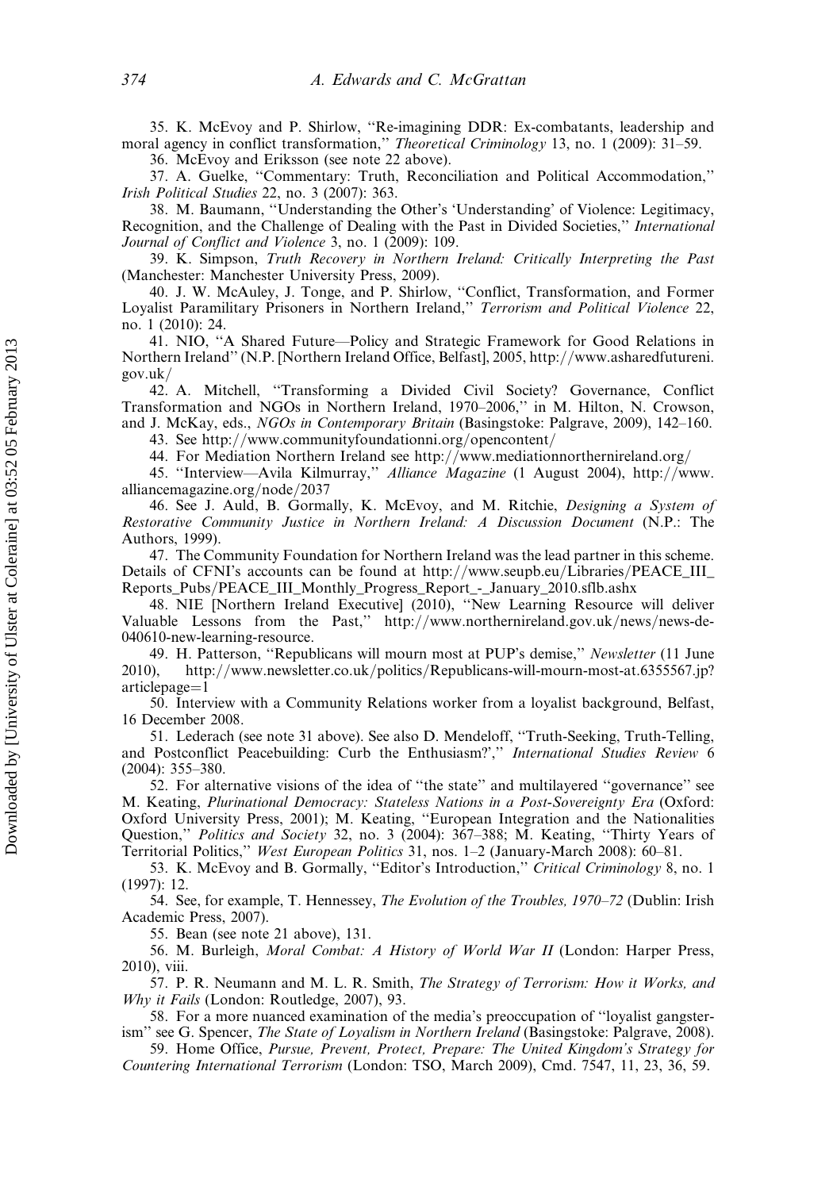35. K. McEvoy and P. Shirlow, "Re-imagining DDR: Ex-combatants, leadership and moral agency in conflict transformation," *Theoretical Criminology* 13, no. 1 (2009): 31–59.

36. McEvoy and Eriksson (see note 22 above).

37. A. Guelke, "Commentary: Truth, Reconciliation and Political Accommodation," *Irish Political Studies* 22, no. 3 (2007): 363.

38. M. Baumann, "Understanding the Other's 'Understanding' of Violence: Legitimacy, Recognition, and the Challenge of Dealing with the Past in Divided Societies," *International Journal of Conflict and Violence* 3, no. 1 (2009): 109.

39. K. Simpson, *Truth Recovery in Northern Ireland: Critically Interpreting the Past* (Manchester: Manchester University Press, 2009).

40. J. W. McAuley, J. Tonge, and P. Shirlow, "Conflict, Transformation, and Former Loyalist Paramilitary Prisoners in Northern Ireland," *Terrorism and Political Violence* 22, no. 1 (2010): 24.

41. NIO, "A Shared Future—Policy and Strategic Framework for Good Relations in Northern Ireland" (N.P. [Northern Ireland Office, Belfast], 2005, http://www.asharedfutureni.gov.uk/

42. A. Mitchell, "Transforming a Divided Civil Society? Governance, Conflict Transformation and NGOs in Northern Ireland, 1970–2006," in M. Hilton, N. Crowson, and J. McKay, eds., *NGOs in Contemporary Britain* (Basingstoke: Palgrave, 2009), 142–160.

43. See http://www.communityfoundationni.org/opencontent/

44. For Mediation Northern Ireland see http://www.mediationnorthernireland.org/

45. "Interview—Avila Kilmurray," *Alliance Magazine* (1 August 2004), http://www.alliancemagazine.org/node/2037

46. See J. Auld, B. Gormally, K. McEvoy, and M. Ritchie, *Designing a System of Restorative Community Justice in Northern Ireland: A Discussion Document* (N.P.: The Authors, 1999).

47. The Community Foundation for Northern Ireland was the lead partner in this scheme. Details of CFNI's accounts can be found at http://www.seupb.eu/Libraries/PEACE_III_Reports_Pubs/PEACE_III_Monthly_Progress_Report_-_January_2010.sflb.ashx

48. NIE [Northern Ireland Executive] (2010), "New Learning Resource will deliver Valuable Lessons from the Past," http://www.northernireland.gov.uk/news/news-de-040610-new-learning-resource.

49. H. Patterson, "Republicans will mourn most at PUP's demise," *Newsletter* (11 June 2010), http://www.newsletter.co.uk/politics/Republicans-will-mourn-most-at.6355567.jp?articlepage=1

50. Interview with a Community Relations worker from a loyalist background, Belfast, 16 December 2008.

51. Lederach (see note 31 above). See also D. Mendeloff, "Truth-Seeking, Truth-Telling, and Postconflict Peacebuilding: Curb the Enthusiasm?'," *International Studies Review* 6 (2004): 355–380.

52. For alternative visions of the idea of "the state" and multilayered "governance" see M. Keating, *Plurinational Democracy: Stateless Nations in a Post-Sovereignty Era* (Oxford: Oxford University Press, 2001); M. Keating, "European Integration and the Nationalities Question," *Politics and Society* 32, no. 3 (2004): 367–388; M. Keating, "Thirty Years of Territorial Politics," *West European Politics* 31, nos. 1–2 (January-March 2008): 60–81.

53. K. McEvoy and B. Gormally, "Editor's Introduction," *Critical Criminology* 8, no. 1 (1997): 12.

54. See, for example, T. Hennessey, *The Evolution of the Troubles, 1970–72* (Dublin: Irish Academic Press, 2007).

55. Bean (see note 21 above), 131.

56. M. Burleigh, *Moral Combat: A History of World War II* (London: Harper Press, 2010), viii.

57. P. R. Neumann and M. L. R. Smith, *The Strategy of Terrorism: How it Works, and Why it Fails* (London: Routledge, 2007), 93.

58. For a more nuanced examination of the media's preoccupation of "loyalist gangsterism" see G. Spencer, *The State of Loyalism in Northern Ireland* (Basingstoke: Palgrave, 2008).

59. Home Office, *Pursue, Prevent, Protect, Prepare: The United Kingdom's Strategy for Countering International Terrorism* (London: TSO, March 2009), Cmd. 7547, 11, 23, 36, 59.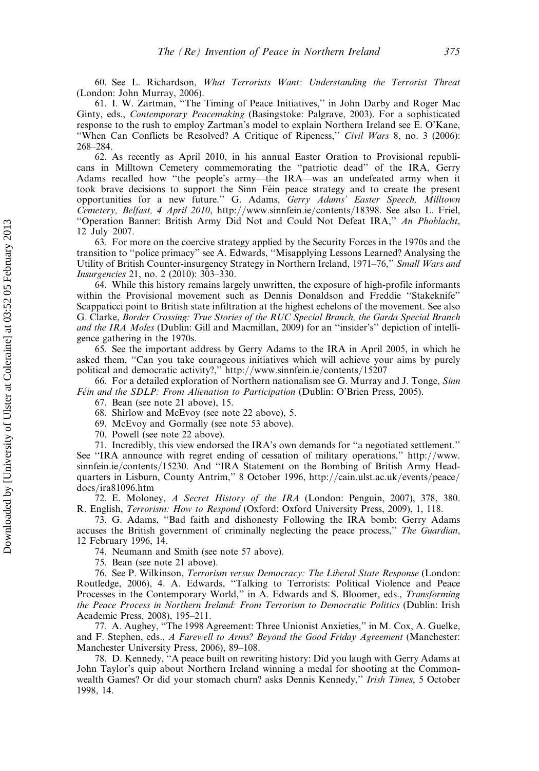60. See L. Richardson, *What Terrorists Want: Understanding the Terrorist Threat* (London: John Murray, 2006).

61. I. W. Zartman, ''The Timing of Peace Initiatives,'' in John Darby and Roger Mac Ginty, eds., *Contemporary Peacemaking* (Basingstoke: Palgrave, 2003). For a sophisticated response to the rush to employ Zartman's model to explain Northern Ireland see E. O'Kane, ''When Can Conflicts be Resolved? A Critique of Ripeness,'' *Civil Wars* 8, no. 3 (2006): 268–284.

62. As recently as April 2010, in his annual Easter Oration to Provisional republicans in Milltown Cemetery commemorating the ''patriotic dead'' of the IRA, Gerry Adams recalled how ''the people's army—the IRA—was an undefeated army when it took brave decisions to support the Sinn Féin peace strategy and to create the present opportunities for a new future.'' G. Adams, *Gerry Adams' Easter Speech, Milltown Cemetery, Belfast, 4 April 2010*, http://www.sinnfein.ie/contents/18398. See also L. Friel, ''Operation Banner: British Army Did Not and Could Not Defeat IRA,'' *An Phoblacht*, 12 July 2007.

63. For more on the coercive strategy applied by the Security Forces in the 1970s and the transition to ''police primacy'' see A. Edwards, ''Misapplying Lessons Learned? Analysing the Utility of British Counter-insurgency Strategy in Northern Ireland, 1971–76,'' *Small Wars and Insurgencies* 21, no. 2 (2010): 303–330.

64. While this history remains largely unwritten, the exposure of high-profile informants within the Provisional movement such as Dennis Donaldson and Freddie ''Stakeknife'' Scappaticci point to British state infiltration at the highest echelons of the movement. See also G. Clarke, *Border Crossing: True Stories of the RUC Special Branch, the Garda Special Branch and the IRA Moles* (Dublin: Gill and Macmillan, 2009) for an ''insider's'' depiction of intelligence gathering in the 1970s.

65. See the important address by Gerry Adams to the IRA in April 2005, in which he asked them, ''Can you take courageous initiatives which will achieve your aims by purely political and democratic activity?,'' http://www.sinnfein.ie/contents/15207

66. For a detailed exploration of Northern nationalism see G. Murray and J. Tonge, *Sinn Féin and the SDLP: From Alienation to Participation* (Dublin: O'Brien Press, 2005).

67. Bean (see note 21 above), 15.

68. Shirlow and McEvoy (see note 22 above), 5.

69. McEvoy and Gormally (see note 53 above).

70. Powell (see note 22 above).

71. Incredibly, this view endorsed the IRA's own demands for ''a negotiated settlement.'' See ''IRA announce with regret ending of cessation of military operations,'' http://www.sinnfein.ie/contents/15230. And ''IRA Statement on the Bombing of British Army Headquarters in Lisburn, County Antrim,'' 8 October 1996, http://cain.ulst.ac.uk/events/peace/docs/ira81096.htm

72. E. Moloney, *A Secret History of the IRA* (London: Penguin, 2007), 378, 380. R. English, *Terrorism: How to Respond* (Oxford: Oxford University Press, 2009), 1, 118.

73. G. Adams, ''Bad faith and dishonesty Following the IRA bomb: Gerry Adams accuses the British government of criminally neglecting the peace process,'' *The Guardian*, 12 February 1996, 14.

74. Neumann and Smith (see note 57 above).

75. Bean (see note 21 above).

76. See P. Wilkinson, *Terrorism versus Democracy: The Liberal State Response* (London: Routledge, 2006), 4. A. Edwards, ''Talking to Terrorists: Political Violence and Peace Processes in the Contemporary World,'' in A. Edwards and S. Bloomer, eds., *Transforming the Peace Process in Northern Ireland: From Terrorism to Democratic Politics* (Dublin: Irish Academic Press, 2008), 195–211.

77. A. Aughey, ''The 1998 Agreement: Three Unionist Anxieties,'' in M. Cox, A. Guelke, and F. Stephen, eds., *A Farewell to Arms? Beyond the Good Friday Agreement* (Manchester: Manchester University Press, 2006), 89–108.

78. D. Kennedy, ''A peace built on rewriting history: Did you laugh with Gerry Adams at John Taylor's quip about Northern Ireland winning a medal for shooting at the Commonwealth Games? Or did your stomach churn? asks Dennis Kennedy,'' *Irish Times*, 5 October 1998, 14.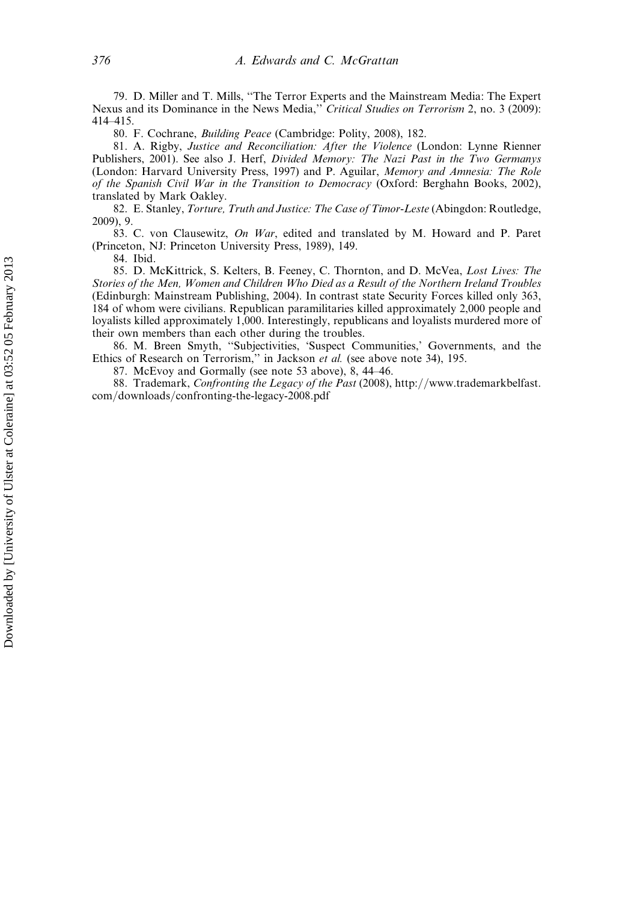79. D. Miller and T. Mills, "The Terror Experts and the Mainstream Media: The Expert Nexus and its Dominance in the News Media," *Critical Studies on Terrorism* 2, no. 3 (2009): 414–415.

80. F. Cochrane, *Building Peace* (Cambridge: Polity, 2008), 182.

81. A. Rigby, *Justice and Reconciliation: After the Violence* (London: Lynne Rienner Publishers, 2001). See also J. Herf, *Divided Memory: The Nazi Past in the Two Germanys* (London: Harvard University Press, 1997) and P. Aguilar, *Memory and Amnesia: The Role of the Spanish Civil War in the Transition to Democracy* (Oxford: Berghahn Books, 2002), translated by Mark Oakley.

82. E. Stanley, *Torture, Truth and Justice: The Case of Timor-Leste* (Abingdon: Routledge, 2009), 9.

83. C. von Clausewitz, *On War*, edited and translated by M. Howard and P. Paret (Princeton, NJ: Princeton University Press, 1989), 149.

84. Ibid.

85. D. McKittrick, S. Kelters, B. Feeney, C. Thornton, and D. McVea, *Lost Lives: The Stories of the Men, Women and Children Who Died as a Result of the Northern Ireland Troubles* (Edinburgh: Mainstream Publishing, 2004). In contrast state Security Forces killed only 363, 184 of whom were civilians. Republican paramilitaries killed approximately 2,000 people and loyalists killed approximately 1,000. Interestingly, republicans and loyalists murdered more of their own members than each other during the troubles.

86. M. Breen Smyth, "Subjectivities, 'Suspect Communities,' Governments, and the Ethics of Research on Terrorism," in Jackson *et al.* (see above note 34), 195.

87. McEvoy and Gormally (see note 53 above), 8, 44–46.

88. Trademark, *Confronting the Legacy of the Past* (2008), http://www.trademarkbelfast.com/downloads/confronting-the-legacy-2008.pdf